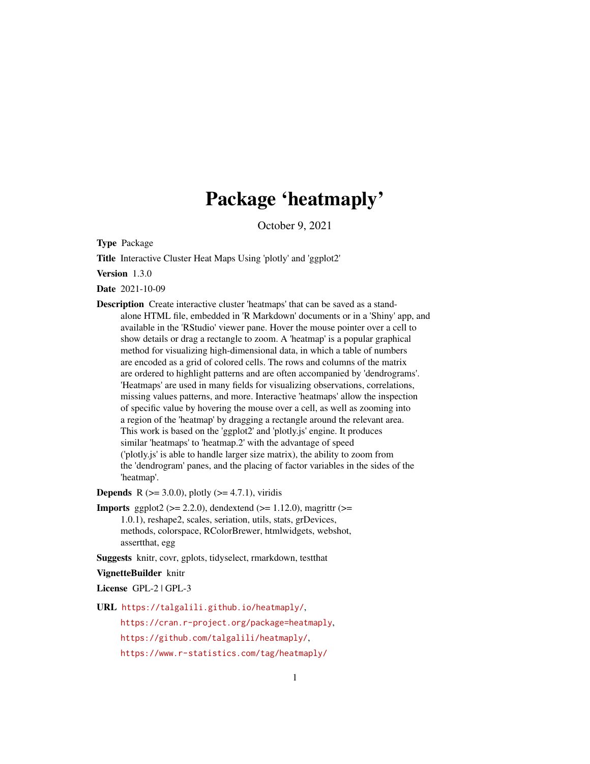# Package 'heatmaply'

October 9, 2021

**Type** Package

**Title** Interactive Cluster Heat Maps Using 'plotly' and 'ggplot2'

**Version** 1.3.0

**Date** 2021-10-09

**Description** Create interactive cluster 'heatmaps' that can be saved as a stand-alone HTML file, embedded in 'R Markdown' documents or in a 'Shiny' app, and available in the 'RStudio' viewer pane. Hover the mouse pointer over a cell to show details or drag a rectangle to zoom. A 'heatmap' is a popular graphical method for visualizing high-dimensional data, in which a table of numbers are encoded as a grid of colored cells. The rows and columns of the matrix are ordered to highlight patterns and are often accompanied by 'dendrograms'. 'Heatmaps' are used in many fields for visualizing observations, correlations, missing values patterns, and more. Interactive 'heatmaps' allow the inspection of specific value by hovering the mouse over a cell, as well as zooming into a region of the 'heatmap' by dragging a rectangle around the relevant area. This work is based on the 'ggplot2' and 'plotly.js' engine. It produces similar 'heatmaps' to 'heatmap.2' with the advantage of speed ('plotly.js' is able to handle larger size matrix), the ability to zoom from the 'dendrogram' panes, and the placing of factor variables in the sides of the 'heatmap'.

**Depends** R (>= 3.0.0), plotly (>= 4.7.1), viridis

**Imports** ggplot2 (>= 2.2.0), dendextend (>= 1.12.0), magrittr (>= 1.0.1), reshape2, scales, seriation, utils, stats, grDevices, methods, colorspace, RColorBrewer, htmlwidgets, webshot, assertthat, egg

**Suggests** knitr, covr, gplots, tidyselect, rmarkdown, testthat

**VignetteBuilder** knitr

**License** GPL-2 | GPL-3

**URL** https://talgalili.github.io/heatmaply/,
https://cran.r-project.org/package=heatmaply,
https://github.com/talgalili/heatmaply/,
https://www.r-statistics.com/tag/heatmaply/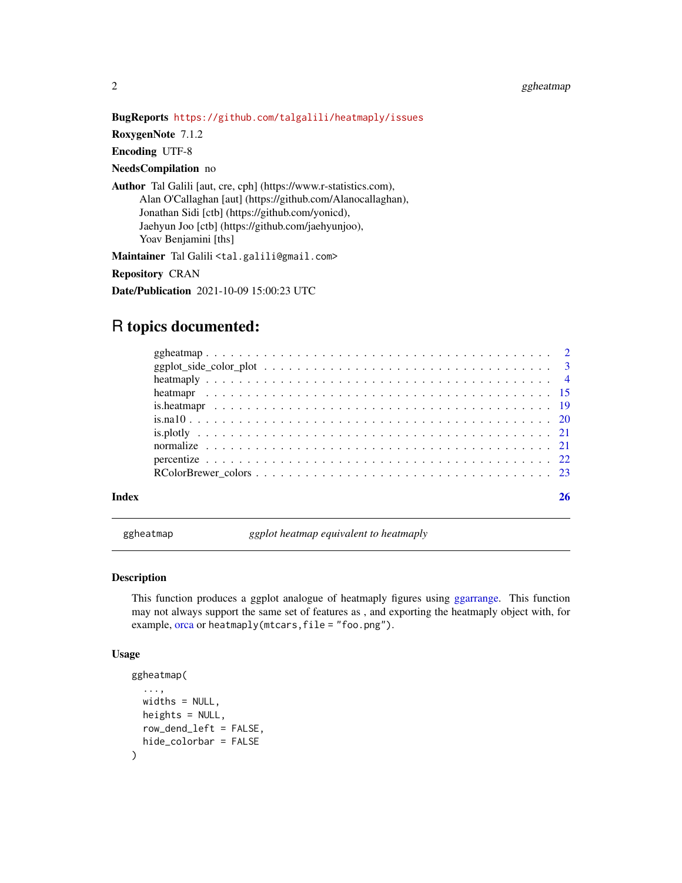**BugReports** https://github.com/talgalili/heatmaply/issues

**RoxygenNote** 7.1.2

**Encoding** UTF-8

**NeedsCompilation** no

**Author** Tal Galili [aut, cre, cph] (https://www.r-statistics.com),
Alan O'Callaghan [aut] (https://github.com/Alanocallaghan),
Jonathan Sidi [ctb] (https://github.com/yonicd),
Jaehyun Joo [ctb] (https://github.com/jaehyunjoo),
Yoav Benjamini [ths]

**Maintainer** Tal Galili <tal.galili@gmail.com>

**Repository** CRAN

**Date/Publication** 2021-10-09 15:00:23 UTC

# R topics documented:

- ggheatmap . . . . . . . . . . 2
- ggplot_side_color_plot . . . . . . . . . . 3
- heatmaply . . . . . . . . . . 4
- heatmapr . . . . . . . . . . 15
- is.heatmapr . . . . . . . . . . 19
- is.na10 . . . . . . . . . . 20
- is.plotly . . . . . . . . . . 21
- normalize . . . . . . . . . . 21
- percentize . . . . . . . . . . 22
- RColorBrewer_colors . . . . . . . . . . 23

**Index** 26

---

`ggheatmap` *ggplot heatmap equivalent to heatmaply*

---

## Description

This function produces a ggplot analogue of heatmaply figures using ggarrange. This function may not always support the same set of features as , and exporting the heatmaply object with, for example, orca or `heatmaply(mtcars,file = "foo.png")`.

## Usage

```
ggheatmap(
  ...,
  widths = NULL,
  heights = NULL,
  row_dend_left = FALSE,
  hide_colorbar = FALSE
)
```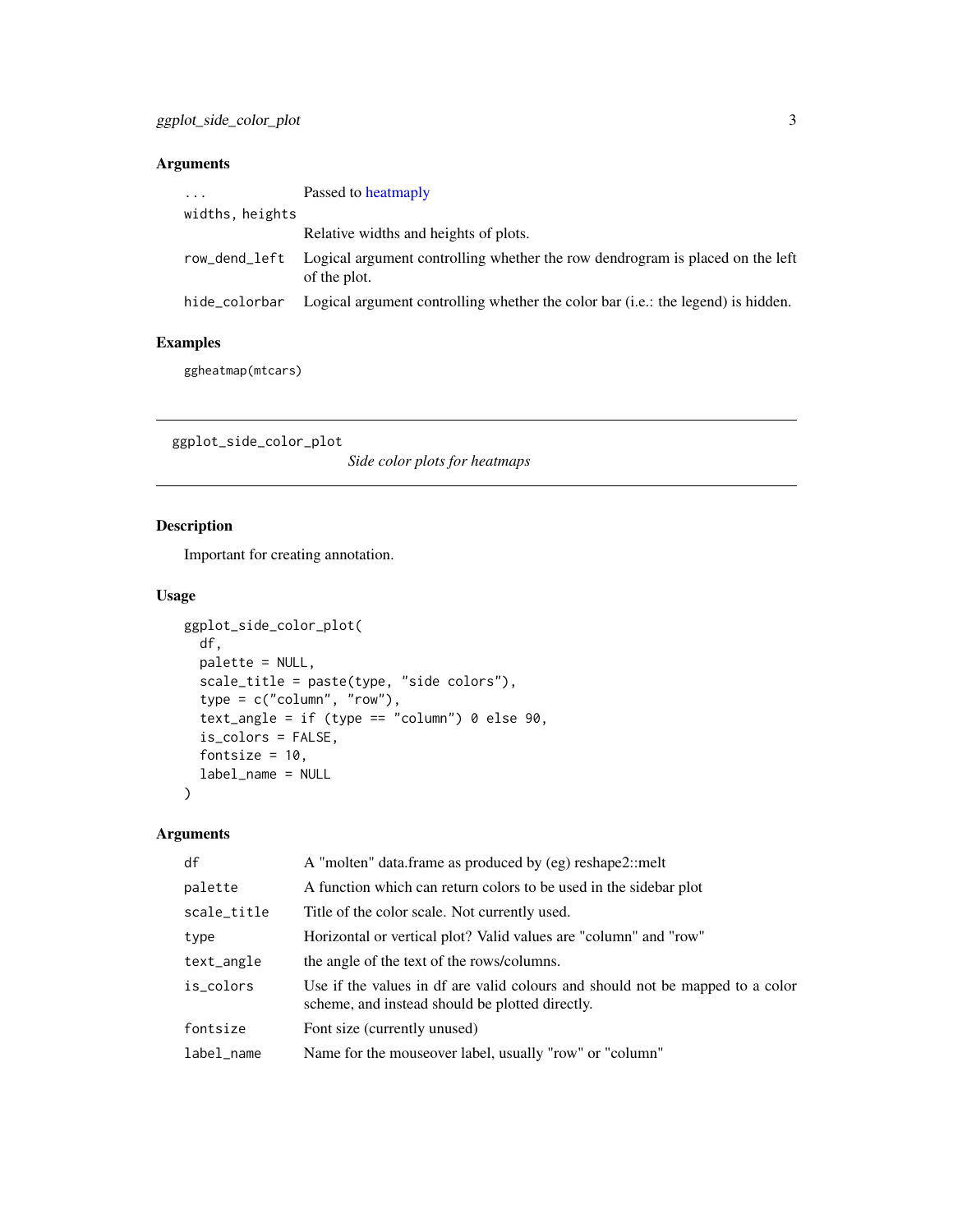## Arguments

| | |
|---|---|
| ... | Passed to heatmaply |
| widths, heights | Relative widths and heights of plots. |
| row_dend_left | Logical argument controlling whether the row dendrogram is placed on the left of the plot. |
| hide_colorbar | Logical argument controlling whether the color bar (i.e.: the legend) is hidden. |

## Examples

```
ggheatmap(mtcars)
```

---

# ggplot_side_color_plot *Side color plots for heatmaps*

## Description

Important for creating annotation.

## Usage

```
ggplot_side_color_plot(
  df,
  palette = NULL,
  scale_title = paste(type, "side colors"),
  type = c("column", "row"),
  text_angle = if (type == "column") 0 else 90,
  is_colors = FALSE,
  fontsize = 10,
  label_name = NULL
)
```

## Arguments

| | |
|---|---|
| df | A "molten" data.frame as produced by (eg) reshape2::melt |
| palette | A function which can return colors to be used in the sidebar plot |
| scale_title | Title of the color scale. Not currently used. |
| type | Horizontal or vertical plot? Valid values are "column" and "row" |
| text_angle | the angle of the text of the rows/columns. |
| is_colors | Use if the values in df are valid colours and should not be mapped to a color scheme, and instead should be plotted directly. |
| fontsize | Font size (currently unused) |
| label_name | Name for the mouseover label, usually "row" or "column" |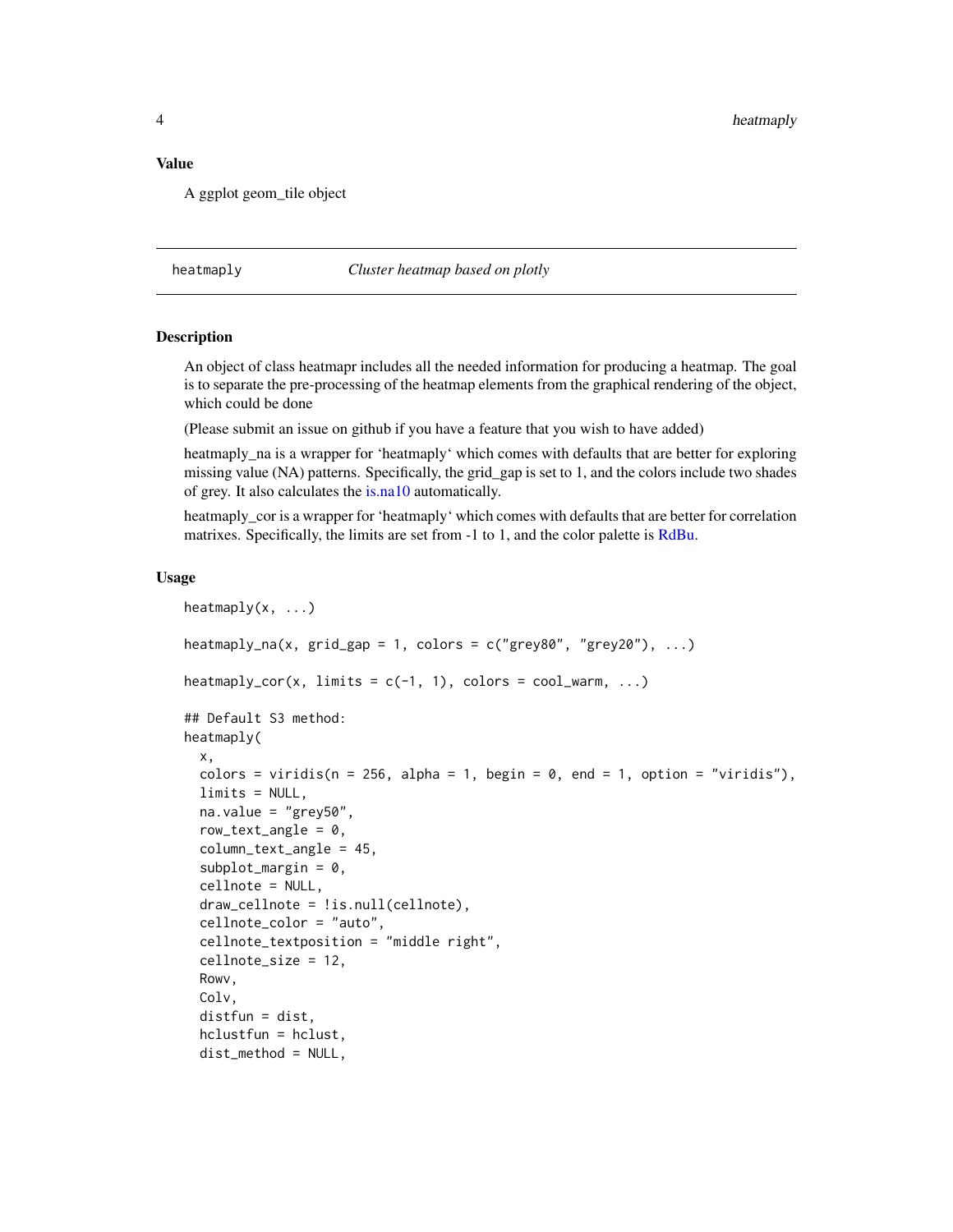### Value

A ggplot geom_tile object

---

## heatmaply — *Cluster heatmap based on plotly*

### Description

An object of class heatmapr includes all the needed information for producing a heatmap. The goal is to separate the pre-processing of the heatmap elements from the graphical rendering of the object, which could be done

(Please submit an issue on github if you have a feature that you wish to have added)

heatmaply_na is a wrapper for ‘heatmaply‘ which comes with defaults that are better for exploring missing value (NA) patterns. Specifically, the grid_gap is set to 1, and the colors include two shades of grey. It also calculates the is.na10 automatically.

heatmaply_cor is a wrapper for ‘heatmaply‘ which comes with defaults that are better for correlation matrixes. Specifically, the limits are set from -1 to 1, and the color palette is RdBu.

### Usage

```
heatmaply(x, ...)

heatmaply_na(x, grid_gap = 1, colors = c("grey80", "grey20"), ...)

heatmaply_cor(x, limits = c(-1, 1), colors = cool_warm, ...)

## Default S3 method:
heatmaply(
  x,
  colors = viridis(n = 256, alpha = 1, begin = 0, end = 1, option = "viridis"),
  limits = NULL,
  na.value = "grey50",
  row_text_angle = 0,
  column_text_angle = 45,
  subplot_margin = 0,
  cellnote = NULL,
  draw_cellnote = !is.null(cellnote),
  cellnote_color = "auto",
  cellnote_textposition = "middle right",
  cellnote_size = 12,
  Rowv,
  Colv,
  distfun = dist,
  hclustfun = hclust,
  dist_method = NULL,
```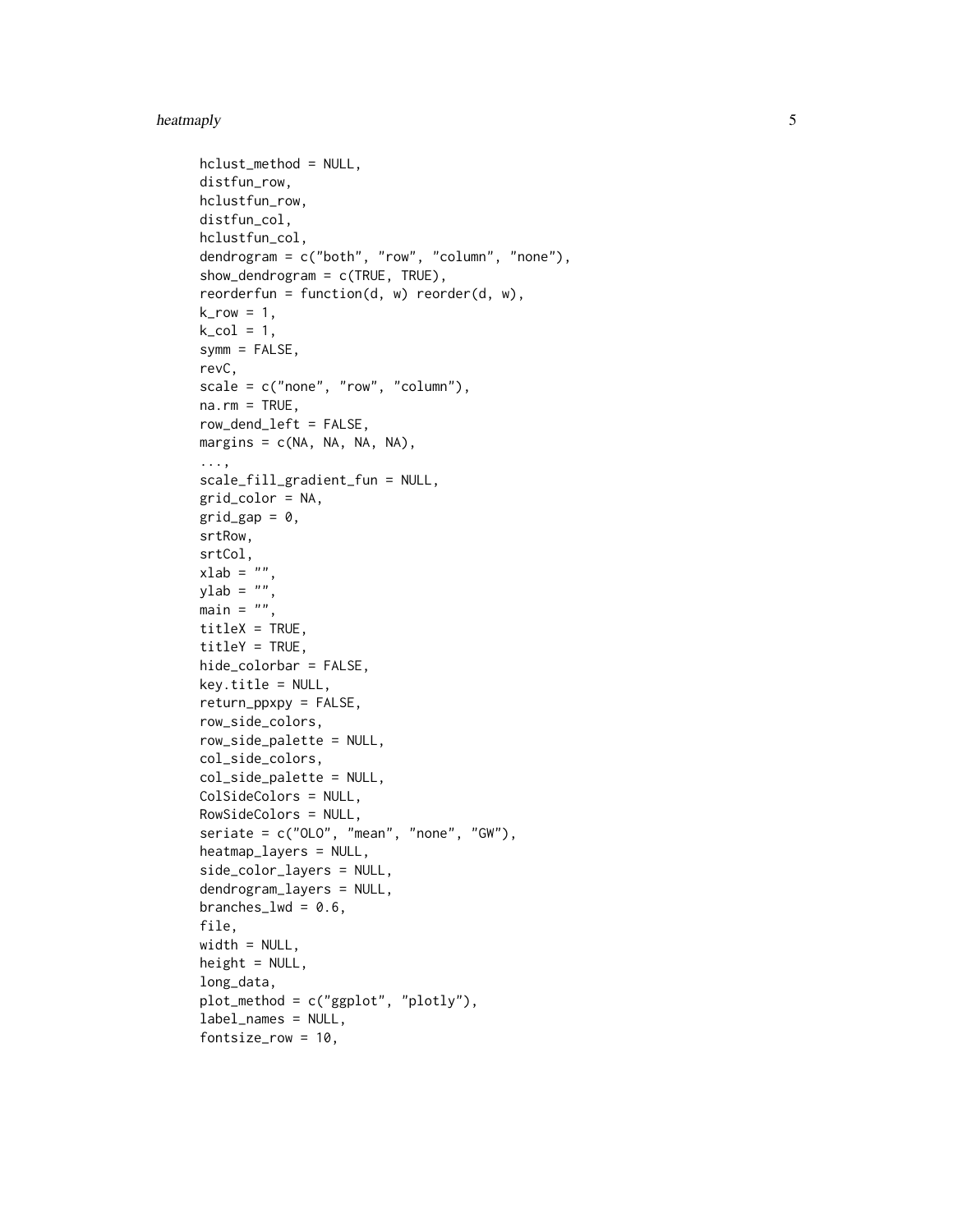```
  hclust_method = NULL,
  distfun_row,
  hclustfun_row,
  distfun_col,
  hclustfun_col,
  dendrogram = c("both", "row", "column", "none"),
  show_dendrogram = c(TRUE, TRUE),
  reorderfun = function(d, w) reorder(d, w),
  k_row = 1,
  k_col = 1,
  symm = FALSE,
  revC,
  scale = c("none", "row", "column"),
  na.rm = TRUE,
  row_dend_left = FALSE,
  margins = c(NA, NA, NA, NA),
  ...,
  scale_fill_gradient_fun = NULL,
  grid_color = NA,
  grid_gap = 0,
  srtRow,
  srtCol,
  xlab = "",
  ylab = "",
  main = "",
  titleX = TRUE,
  titleY = TRUE,
  hide_colorbar = FALSE,
  key.title = NULL,
  return_ppxpy = FALSE,
  row_side_colors,
  row_side_palette = NULL,
  col_side_colors,
  col_side_palette = NULL,
  ColSideColors = NULL,
  RowSideColors = NULL,
  seriate = c("OLO", "mean", "none", "GW"),
  heatmap_layers = NULL,
  side_color_layers = NULL,
  dendrogram_layers = NULL,
  branches_lwd = 0.6,
  file,
  width = NULL,
  height = NULL,
  long_data,
  plot_method = c("ggplot", "plotly"),
  label_names = NULL,
  fontsize_row = 10,
```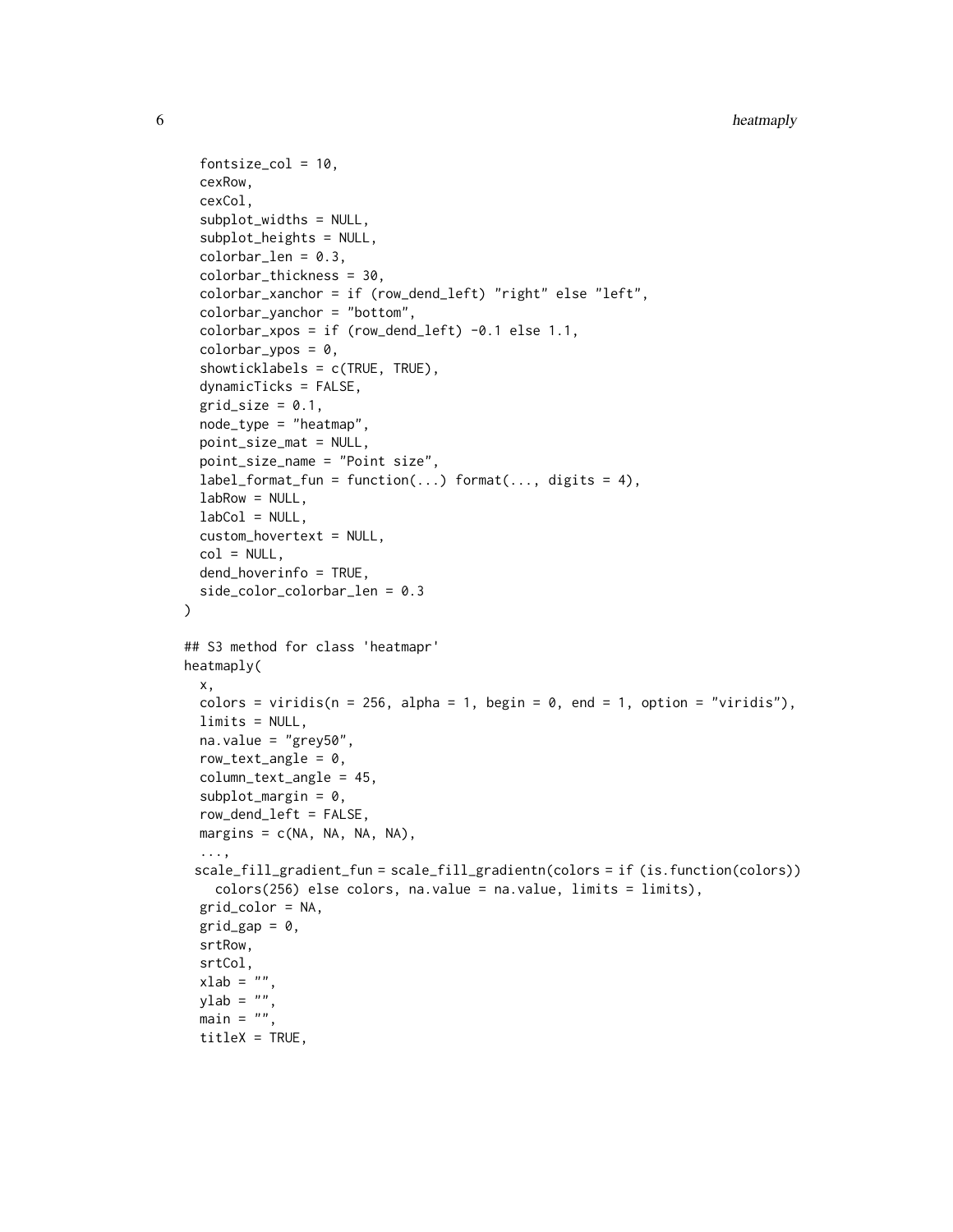```
  fontsize_col = 10,
  cexRow,
  cexCol,
  subplot_widths = NULL,
  subplot_heights = NULL,
  colorbar_len = 0.3,
  colorbar_thickness = 30,
  colorbar_xanchor = if (row_dend_left) "right" else "left",
  colorbar_yanchor = "bottom",
  colorbar_xpos = if (row_dend_left) -0.1 else 1.1,
  colorbar_ypos = 0,
  showticklabels = c(TRUE, TRUE),
  dynamicTicks = FALSE,
  grid_size = 0.1,
  node_type = "heatmap",
  point_size_mat = NULL,
  point_size_name = "Point size",
  label_format_fun = function(...) format(..., digits = 4),
  labRow = NULL,
  labCol = NULL,
  custom_hovertext = NULL,
  col = NULL,
  dend_hoverinfo = TRUE,
  side_color_colorbar_len = 0.3
)

## S3 method for class 'heatmapr'
heatmaply(
  x,
  colors = viridis(n = 256, alpha = 1, begin = 0, end = 1, option = "viridis"),
  limits = NULL,
  na.value = "grey50",
  row_text_angle = 0,
  column_text_angle = 45,
  subplot_margin = 0,
  row_dend_left = FALSE,
  margins = c(NA, NA, NA, NA),
  ...,
 scale_fill_gradient_fun = scale_fill_gradientn(colors = if (is.function(colors))
    colors(256) else colors, na.value = na.value, limits = limits),
  grid_color = NA,
  grid_gap = 0,
  srtRow,
  srtCol,
  xlab = "",
  ylab = "",
  main = "",
  titleX = TRUE,
```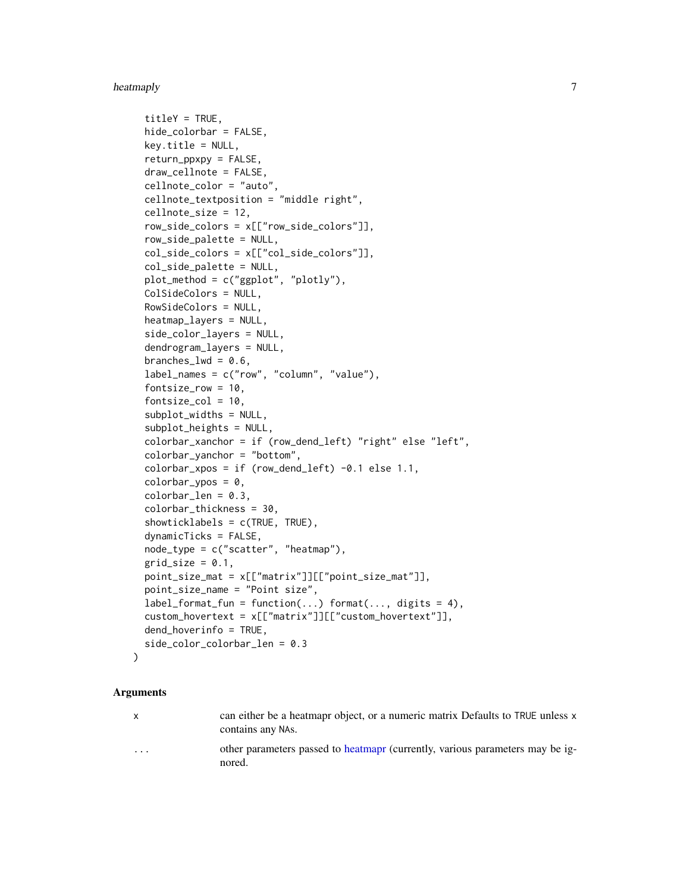```
  titleY = TRUE,
  hide_colorbar = FALSE,
  key.title = NULL,
  return_ppxpy = FALSE,
  draw_cellnote = FALSE,
  cellnote_color = "auto",
  cellnote_textposition = "middle right",
  cellnote_size = 12,
  row_side_colors = x[["row_side_colors"]],
  row_side_palette = NULL,
  col_side_colors = x[["col_side_colors"]],
  col_side_palette = NULL,
  plot_method = c("ggplot", "plotly"),
  ColSideColors = NULL,
  RowSideColors = NULL,
  heatmap_layers = NULL,
  side_color_layers = NULL,
  dendrogram_layers = NULL,
  branches_lwd = 0.6,
  label_names = c("row", "column", "value"),
  fontsize_row = 10,
  fontsize_col = 10,
  subplot_widths = NULL,
  subplot_heights = NULL,
  colorbar_xanchor = if (row_dend_left) "right" else "left",
  colorbar_yanchor = "bottom",
  colorbar_xpos = if (row_dend_left) -0.1 else 1.1,
  colorbar_ypos = 0,
  colorbar_len = 0.3,
  colorbar_thickness = 30,
  showticklabels = c(TRUE, TRUE),
  dynamicTicks = FALSE,
  node_type = c("scatter", "heatmap"),
  grid_size = 0.1,
  point_size_mat = x[["matrix"]][["point_size_mat"]],
  point_size_name = "Point size",
  label_format_fun = function(...) format(..., digits = 4),
  custom_hovertext = x[["matrix"]][["custom_hovertext"]],
  dend_hoverinfo = TRUE,
  side_color_colorbar_len = 0.3
)
```

## Arguments

| | |
|---|---|
| x | can either be a heatmapr object, or a numeric matrix Defaults to TRUE unless x contains any NAs. |
| ... | other parameters passed to heatmapr (currently, various parameters may be ignored. |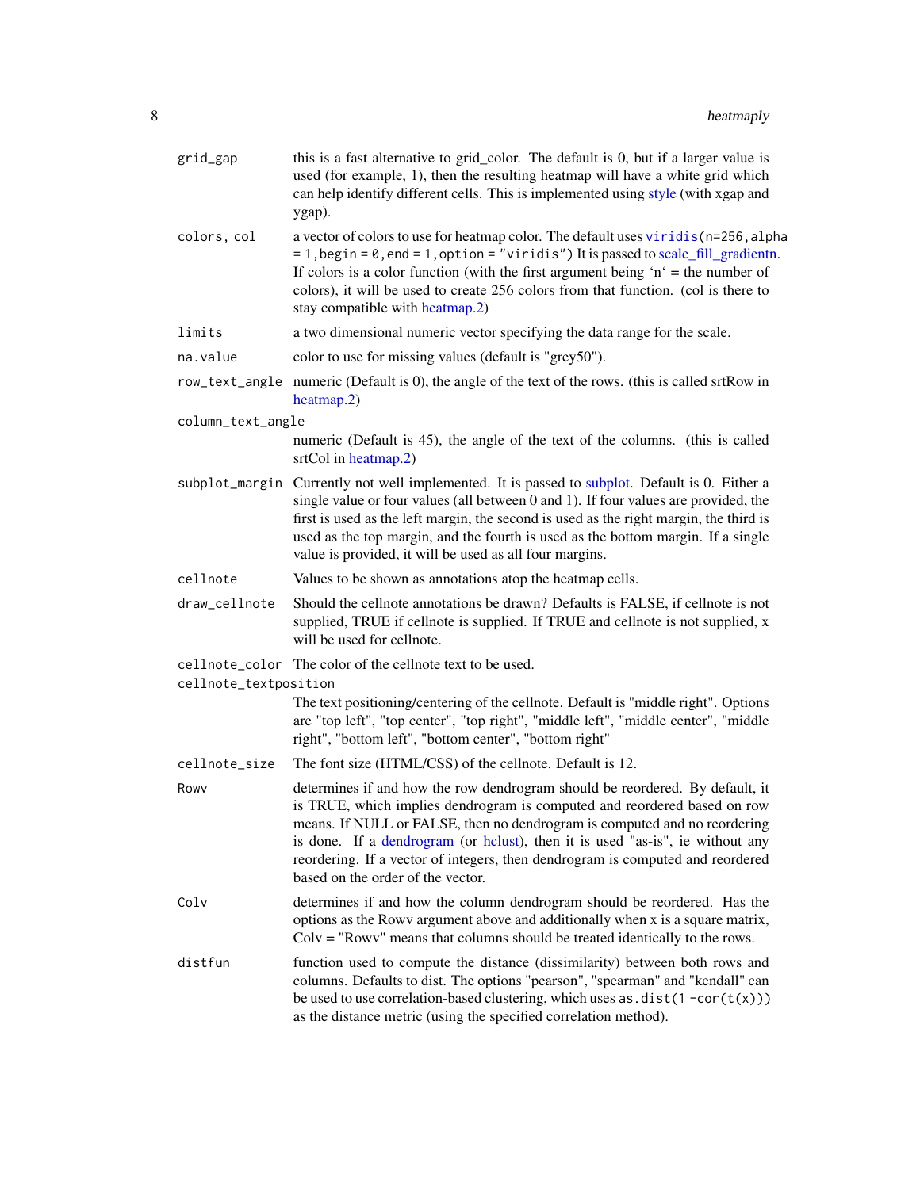| | |
|---|---|
| `grid_gap` | this is a fast alternative to grid_color. The default is 0, but if a larger value is used (for example, 1), then the resulting heatmap will have a white grid which can help identify different cells. This is implemented using style (with xgap and ygap). |
| `colors, col` | a vector of colors to use for heatmap color. The default uses `viridis(n=256,alpha = 1,begin = 0,end = 1,option = "viridis")` It is passed to scale_fill_gradientn. If colors is a color function (with the first argument being 'n' = the number of colors), it will be used to create 256 colors from that function. (col is there to stay compatible with heatmap.2) |
| `limits` | a two dimensional numeric vector specifying the data range for the scale. |
| `na.value` | color to use for missing values (default is "grey50"). |
| `row_text_angle` | numeric (Default is 0), the angle of the text of the rows. (this is called srtRow in heatmap.2) |
| `column_text_angle` | numeric (Default is 45), the angle of the text of the columns. (this is called srtCol in heatmap.2) |
| `subplot_margin` | Currently not well implemented. It is passed to subplot. Default is 0. Either a single value or four values (all between 0 and 1). If four values are provided, the first is used as the left margin, the second is used as the right margin, the third is used as the top margin, and the fourth is used as the bottom margin. If a single value is provided, it will be used as all four margins. |
| `cellnote` | Values to be shown as annotations atop the heatmap cells. |
| `draw_cellnote` | Should the cellnote annotations be drawn? Defaults is FALSE, if cellnote is not supplied, TRUE if cellnote is supplied. If TRUE and cellnote is not supplied, x will be used for cellnote. |
| `cellnote_color` | The color of the cellnote text to be used. |
| `cellnote_textposition` | The text positioning/centering of the cellnote. Default is "middle right". Options are "top left", "top center", "top right", "middle left", "middle center", "middle right", "bottom left", "bottom center", "bottom right" |
| `cellnote_size` | The font size (HTML/CSS) of the cellnote. Default is 12. |
| `Rowv` | determines if and how the row dendrogram should be reordered. By default, it is TRUE, which implies dendrogram is computed and reordered based on row means. If NULL or FALSE, then no dendrogram is computed and no reordering is done. If a dendrogram (or hclust), then it is used "as-is", ie without any reordering. If a vector of integers, then dendrogram is computed and reordered based on the order of the vector. |
| `Colv` | determines if and how the column dendrogram should be reordered. Has the options as the Rowv argument above and additionally when x is a square matrix, Colv = "Rowv" means that columns should be treated identically to the rows. |
| `distfun` | function used to compute the distance (dissimilarity) between both rows and columns. Defaults to dist. The options "pearson", "spearman" and "kendall" can be used to use correlation-based clustering, which uses `as.dist(1 -cor(t(x)))` as the distance metric (using the specified correlation method). |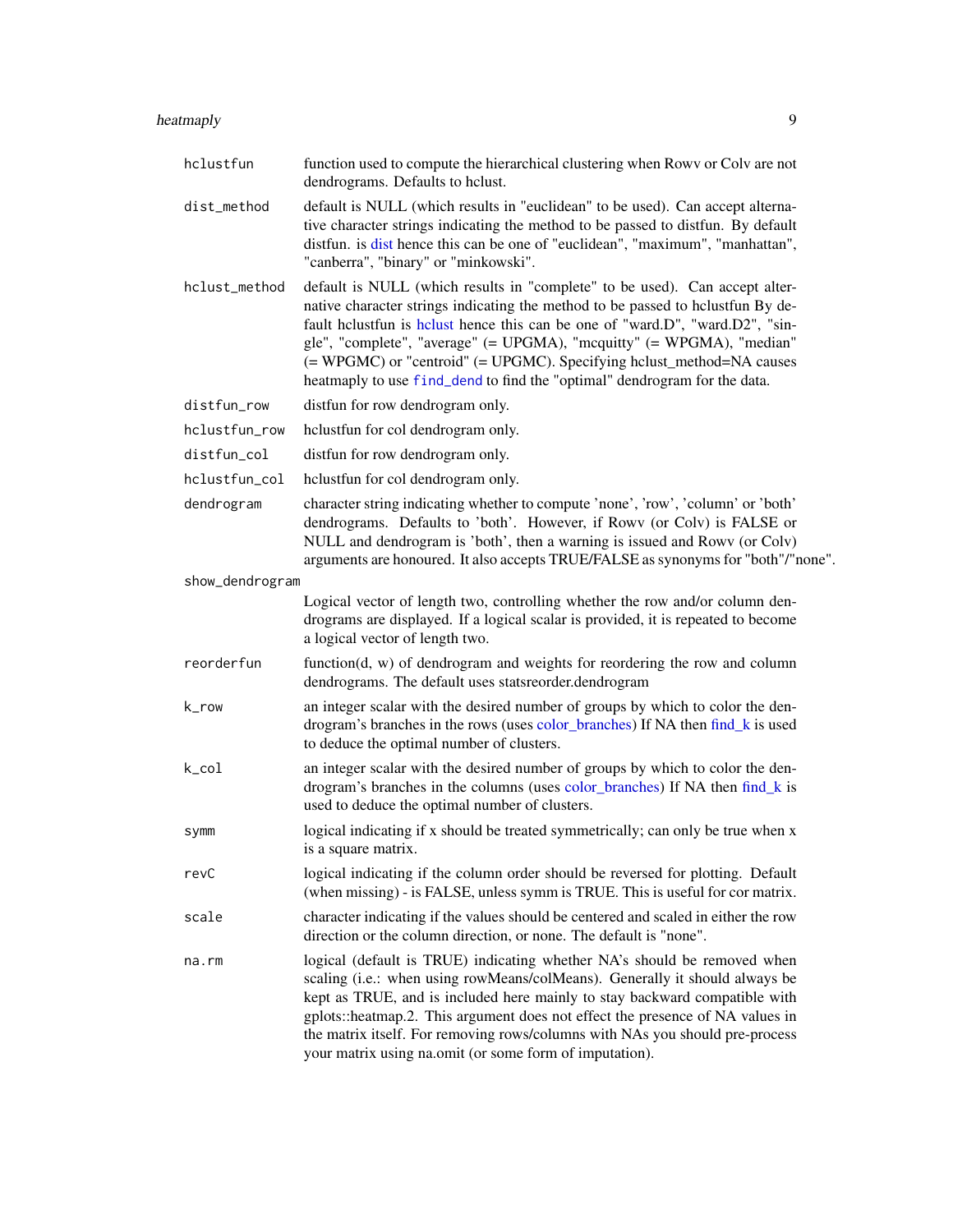| | |
|---|---|
| hclustfun | function used to compute the hierarchical clustering when Rowv or Colv are not dendrograms. Defaults to hclust. |
| dist_method | default is NULL (which results in "euclidean" to be used). Can accept alternative character strings indicating the method to be passed to distfun. By default distfun. is dist hence this can be one of "euclidean", "maximum", "manhattan", "canberra", "binary" or "minkowski". |
| hclust_method | default is NULL (which results in "complete" to be used). Can accept alternative character strings indicating the method to be passed to hclustfun By default hclustfun is hclust hence this can be one of "ward.D", "ward.D2", "single", "complete", "average" (= UPGMA), "mcquitty" (= WPGMA), "median" (= WPGMC) or "centroid" (= UPGMC). Specifying hclust_method=NA causes heatmaply to use `find_dend` to find the "optimal" dendrogram for the data. |
| distfun_row | distfun for row dendrogram only. |
| hclustfun_row | hclustfun for col dendrogram only. |
| distfun_col | distfun for row dendrogram only. |
| hclustfun_col | hclustfun for col dendrogram only. |
| dendrogram | character string indicating whether to compute 'none', 'row', 'column' or 'both' dendrograms. Defaults to 'both'. However, if Rowv (or Colv) is FALSE or NULL and dendrogram is 'both', then a warning is issued and Rowv (or Colv) arguments are honoured. It also accepts TRUE/FALSE as synonyms for "both"/"none". |
| show_dendrogram | Logical vector of length two, controlling whether the row and/or column dendrograms are displayed. If a logical scalar is provided, it is repeated to become a logical vector of length two. |
| reorderfun | function(d, w) of dendrogram and weights for reordering the row and column dendrograms. The default uses statsreorder.dendrogram |
| k_row | an integer scalar with the desired number of groups by which to color the dendrogram's branches in the rows (uses color_branches) If NA then find_k is used to deduce the optimal number of clusters. |
| k_col | an integer scalar with the desired number of groups by which to color the dendrogram's branches in the columns (uses color_branches) If NA then find_k is used to deduce the optimal number of clusters. |
| symm | logical indicating if x should be treated symmetrically; can only be true when x is a square matrix. |
| revC | logical indicating if the column order should be reversed for plotting. Default (when missing) - is FALSE, unless symm is TRUE. This is useful for cor matrix. |
| scale | character indicating if the values should be centered and scaled in either the row direction or the column direction, or none. The default is "none". |
| na.rm | logical (default is TRUE) indicating whether NA's should be removed when scaling (i.e.: when using rowMeans/colMeans). Generally it should always be kept as TRUE, and is included here mainly to stay backward compatible with gplots::heatmap.2. This argument does not effect the presence of NA values in the matrix itself. For removing rows/columns with NAs you should pre-process your matrix using na.omit (or some form of imputation). |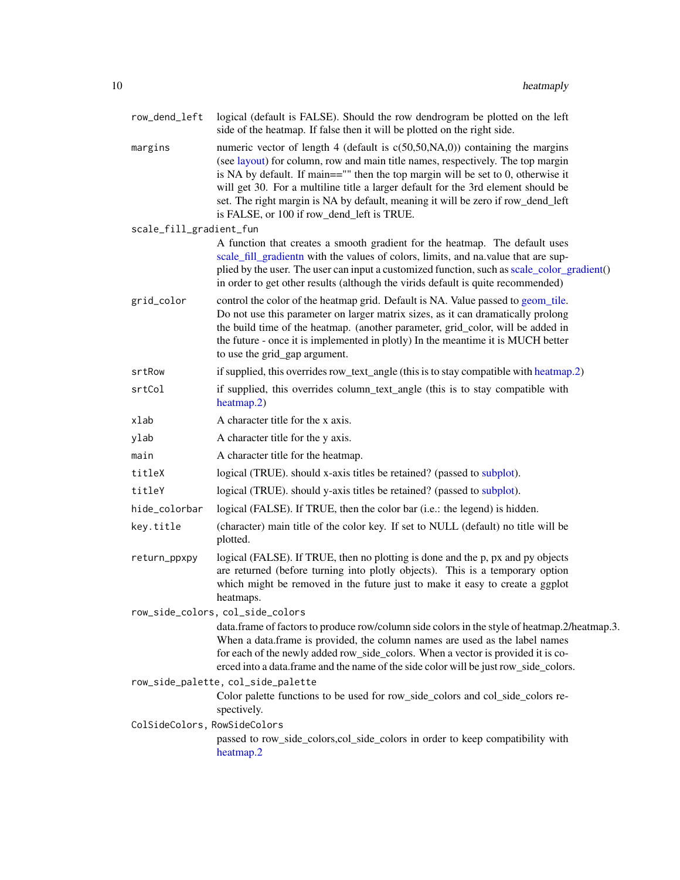`row_dend_left`
: logical (default is FALSE). Should the row dendrogram be plotted on the left side of the heatmap. If false then it will be plotted on the right side.

`margins`
: numeric vector of length 4 (default is c(50,50,NA,0)) containing the margins (see layout) for column, row and main title names, respectively. The top margin is NA by default. If main=="" then the top margin will be set to 0, otherwise it will get 30. For a multiline title a larger default for the 3rd element should be set. The right margin is NA by default, meaning it will be zero if row_dend_left is FALSE, or 100 if row_dend_left is TRUE.

`scale_fill_gradient_fun`
: A function that creates a smooth gradient for the heatmap. The default uses scale_fill_gradientn with the values of colors, limits, and na.value that are supplied by the user. The user can input a customized function, such as scale_color_gradient() in order to get other results (although the virids default is quite recommended)

`grid_color`
: control the color of the heatmap grid. Default is NA. Value passed to geom_tile. Do not use this parameter on larger matrix sizes, as it can dramatically prolong the build time of the heatmap. (another parameter, grid_color, will be added in the future - once it is implemented in plotly) In the meantime it is MUCH better to use the grid_gap argument.

`srtRow`
: if supplied, this overrides row_text_angle (this is to stay compatible with heatmap.2)

`srtCol`
: if supplied, this overrides column_text_angle (this is to stay compatible with heatmap.2)

`xlab`
: A character title for the x axis.

`ylab`
: A character title for the y axis.

`main`
: A character title for the heatmap.

`titleX`
: logical (TRUE). should x-axis titles be retained? (passed to subplot).

`titleY`
: logical (TRUE). should y-axis titles be retained? (passed to subplot).

`hide_colorbar`
: logical (FALSE). If TRUE, then the color bar (i.e.: the legend) is hidden.

`key.title`
: (character) main title of the color key. If set to NULL (default) no title will be plotted.

`return_ppxpy`
: logical (FALSE). If TRUE, then no plotting is done and the p, px and py objects are returned (before turning into plotly objects). This is a temporary option which might be removed in the future just to make it easy to create a ggplot heatmaps.

`row_side_colors, col_side_colors`
: data.frame of factors to produce row/column side colors in the style of heatmap.2/heatmap.3. When a data.frame is provided, the column names are used as the label names for each of the newly added row_side_colors. When a vector is provided it is coerced into a data.frame and the name of the side color will be just row_side_colors.

`row_side_palette, col_side_palette`
: Color palette functions to be used for row_side_colors and col_side_colors respectively.

`ColSideColors, RowSideColors`
: passed to row_side_colors,col_side_colors in order to keep compatibility with heatmap.2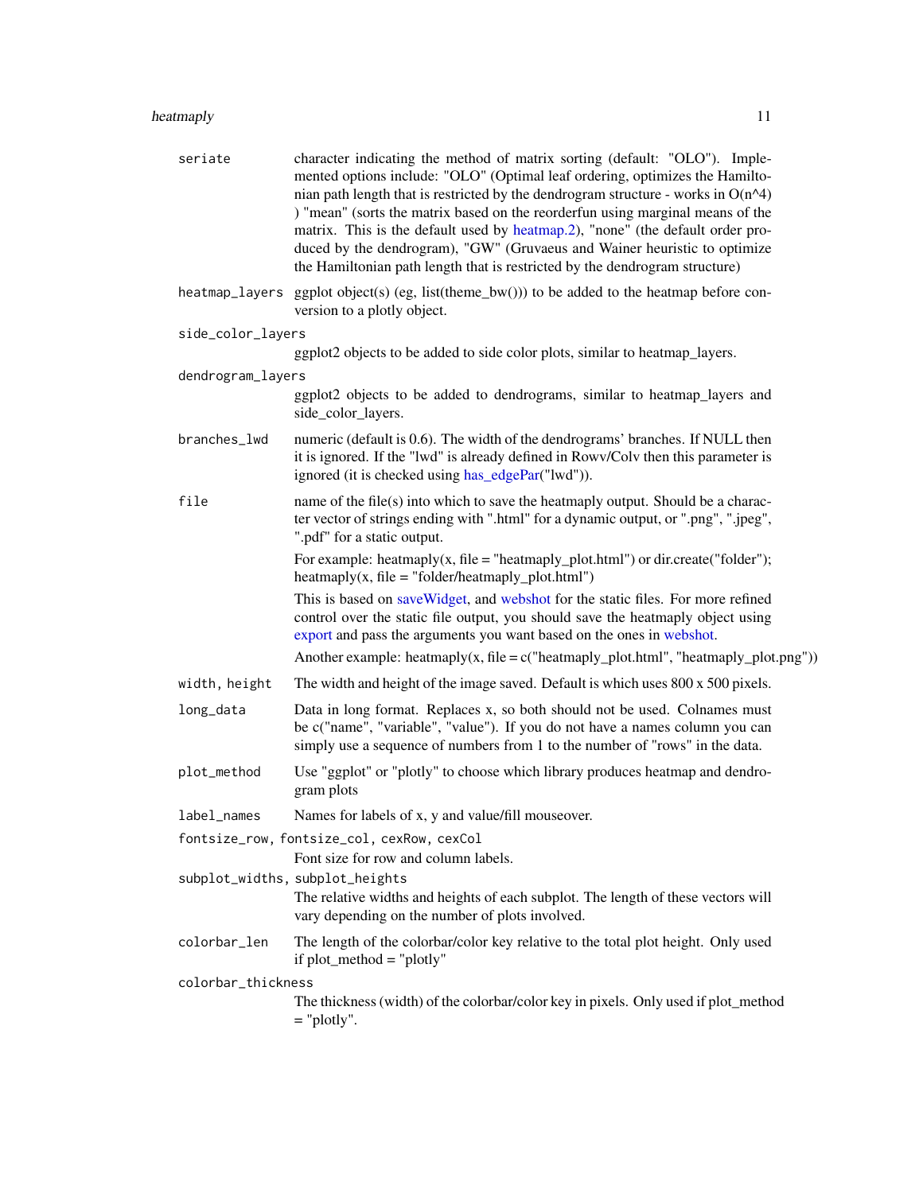**seriate** character indicating the method of matrix sorting (default: "OLO"). Implemented options include: "OLO" (Optimal leaf ordering, optimizes the Hamiltonian path length that is restricted by the dendrogram structure - works in O(n^4) ) "mean" (sorts the matrix based on the reorderfun using marginal means of the matrix. This is the default used by heatmap.2), "none" (the default order produced by the dendrogram), "GW" (Gruvaeus and Wainer heuristic to optimize the Hamiltonian path length that is restricted by the dendrogram structure)

**heatmap_layers** ggplot object(s) (eg, list(theme_bw())) to be added to the heatmap before conversion to a plotly object.

**side_color_layers** ggplot2 objects to be added to side color plots, similar to heatmap_layers.

**dendrogram_layers** ggplot2 objects to be added to dendrograms, similar to heatmap_layers and side_color_layers.

**branches_lwd** numeric (default is 0.6). The width of the dendrograms' branches. If NULL then it is ignored. If the "lwd" is already defined in Rowv/Colv then this parameter is ignored (it is checked using has_edgePar("lwd")).

**file** name of the file(s) into which to save the heatmaply output. Should be a character vector of strings ending with ".html" for a dynamic output, or ".png", ".jpeg", ".pdf" for a static output.

For example: heatmaply(x, file = "heatmaply_plot.html") or dir.create("folder"); heatmaply(x, file = "folder/heatmaply_plot.html")

This is based on saveWidget, and webshot for the static files. For more refined control over the static file output, you should save the heatmaply object using export and pass the arguments you want based on the ones in webshot.

Another example: heatmaply(x, file = c("heatmaply_plot.html", "heatmaply_plot.png"))

**width, height** The width and height of the image saved. Default is which uses 800 x 500 pixels.

**long_data** Data in long format. Replaces x, so both should not be used. Colnames must be c("name", "variable", "value"). If you do not have a names column you can simply use a sequence of numbers from 1 to the number of "rows" in the data.

**plot_method** Use "ggplot" or "plotly" to choose which library produces heatmap and dendrogram plots

**label_names** Names for labels of x, y and value/fill mouseover.

**fontsize_row, fontsize_col, cexRow, cexCol** Font size for row and column labels.

**subplot_widths, subplot_heights** The relative widths and heights of each subplot. The length of these vectors will vary depending on the number of plots involved.

**colorbar_len** The length of the colorbar/color key relative to the total plot height. Only used if plot_method = "plotly"

**colorbar_thickness** The thickness (width) of the colorbar/color key in pixels. Only used if plot_method = "plotly".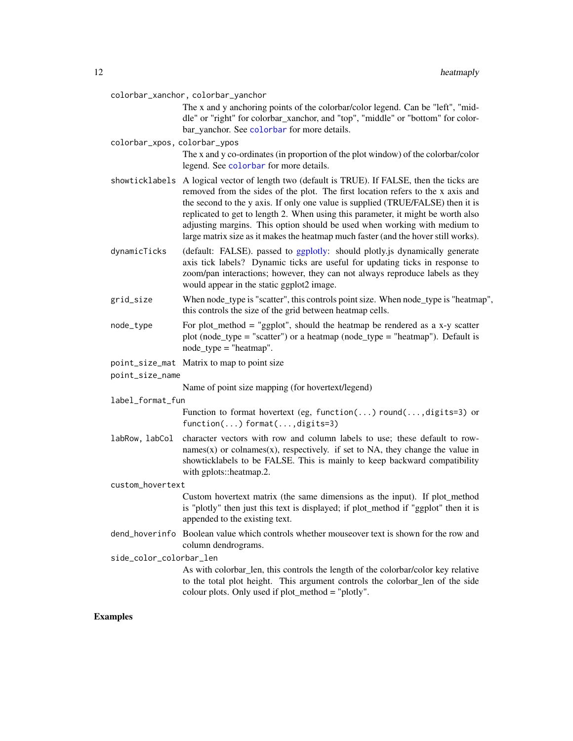`colorbar_xanchor, colorbar_yanchor`
: The x and y anchoring points of the colorbar/color legend. Can be "left", "middle" or "right" for colorbar_xanchor, and "top", "middle" or "bottom" for colorbar_yanchor. See `colorbar` for more details.

`colorbar_xpos, colorbar_ypos`
: The x and y co-ordinates (in proportion of the plot window) of the colorbar/color legend. See `colorbar` for more details.

`showticklabels`
: A logical vector of length two (default is TRUE). If FALSE, then the ticks are removed from the sides of the plot. The first location refers to the x axis and the second to the y axis. If only one value is supplied (TRUE/FALSE) then it is replicated to get to length 2. When using this parameter, it might be worth also adjusting margins. This option should be used when working with medium to large matrix size as it makes the heatmap much faster (and the hover still works).

`dynamicTicks`
: (default: FALSE). passed to ggplotly: should plotly.js dynamically generate axis tick labels? Dynamic ticks are useful for updating ticks in response to zoom/pan interactions; however, they can not always reproduce labels as they would appear in the static ggplot2 image.

`grid_size`
: When node_type is "scatter", this controls point size. When node_type is "heatmap", this controls the size of the grid between heatmap cells.

`node_type`
: For plot_method = "ggplot", should the heatmap be rendered as a x-y scatter plot (node_type = "scatter") or a heatmap (node_type = "heatmap"). Default is node_type = "heatmap".

`point_size_mat`
: Matrix to map to point size

`point_size_name`
: Name of point size mapping (for hovertext/legend)

`label_format_fun`
: Function to format hovertext (eg, `function(...) round(...,digits=3)` or `function(...) format(...,digits=3)`

`labRow, labCol`
: character vectors with row and column labels to use; these default to rownames(x) or colnames(x), respectively. if set to NA, they change the value in showticklabels to be FALSE. This is mainly to keep backward compatibility with gplots::heatmap.2.

`custom_hovertext`
: Custom hovertext matrix (the same dimensions as the input). If plot_method is "plotly" then just this text is displayed; if plot_method if "ggplot" then it is appended to the existing text.

`dend_hoverinfo`
: Boolean value which controls whether mouseover text is shown for the row and column dendrograms.

`side_color_colorbar_len`
: As with colorbar_len, this controls the length of the colorbar/color key relative to the total plot height. This argument controls the colorbar_len of the side colour plots. Only used if plot_method = "plotly".

## Examples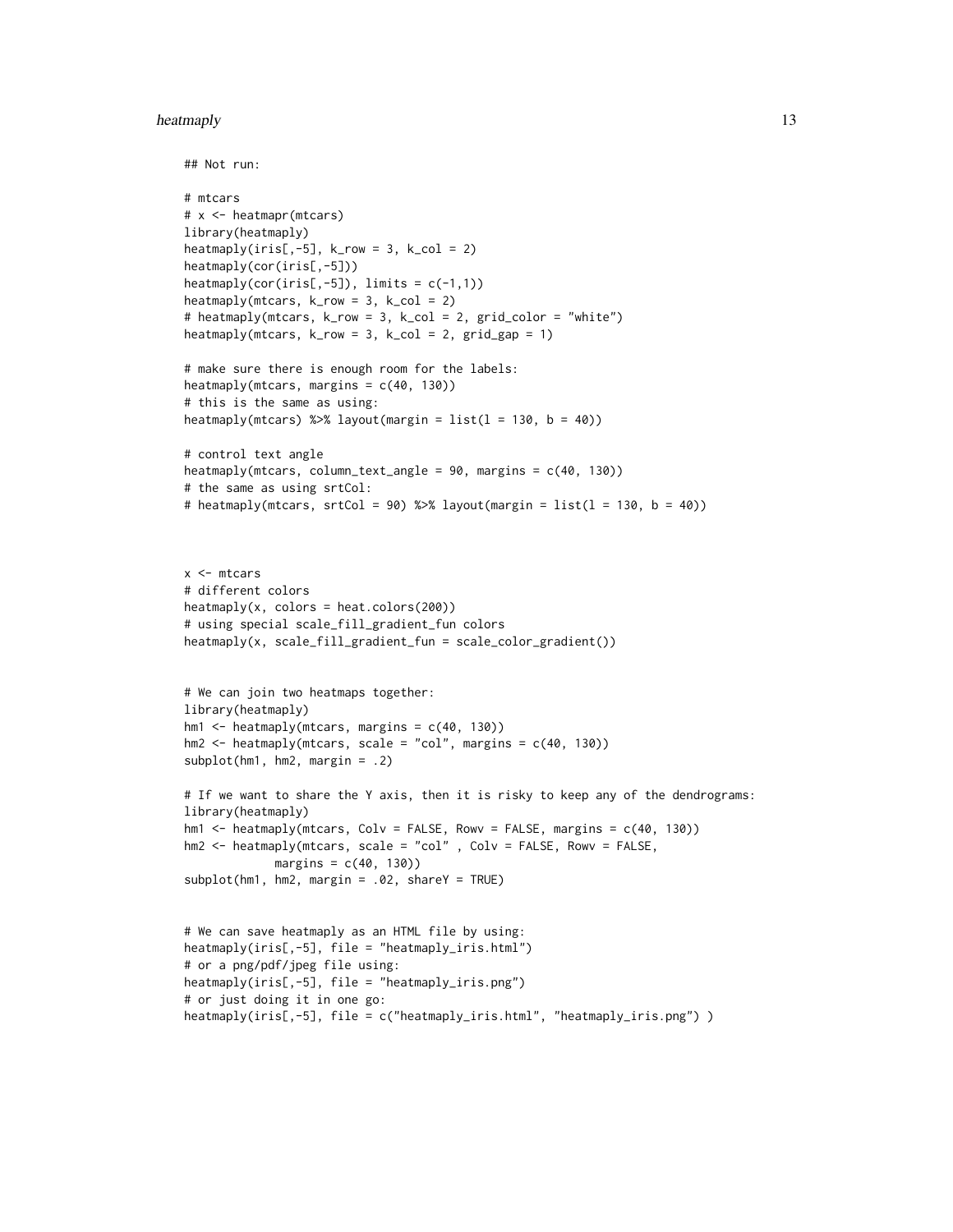```
## Not run:

# mtcars
# x <- heatmapr(mtcars)
library(heatmaply)
heatmaply(iris[,-5], k_row = 3, k_col = 2)
heatmaply(cor(iris[,-5]))
heatmaply(cor(iris[,-5]), limits = c(-1,1))
heatmaply(mtcars, k_row = 3, k_col = 2)
# heatmaply(mtcars, k_row = 3, k_col = 2, grid_color = "white")
heatmaply(mtcars, k_row = 3, k_col = 2, grid_gap = 1)

# make sure there is enough room for the labels:
heatmaply(mtcars, margins = c(40, 130))
# this is the same as using:
heatmaply(mtcars) %>% layout(margin = list(l = 130, b = 40))

# control text angle
heatmaply(mtcars, column_text_angle = 90, margins = c(40, 130))
# the same as using srtCol:
# heatmaply(mtcars, srtCol = 90) %>% layout(margin = list(l = 130, b = 40))



x <- mtcars
# different colors
heatmaply(x, colors = heat.colors(200))
# using special scale_fill_gradient_fun colors
heatmaply(x, scale_fill_gradient_fun = scale_color_gradient())


# We can join two heatmaps together:
library(heatmaply)
hm1 <- heatmaply(mtcars, margins = c(40, 130))
hm2 <- heatmaply(mtcars, scale = "col", margins = c(40, 130))
subplot(hm1, hm2, margin = .2)

# If we want to share the Y axis, then it is risky to keep any of the dendrograms:
library(heatmaply)
hm1 <- heatmaply(mtcars, Colv = FALSE, Rowv = FALSE, margins = c(40, 130))
hm2 <- heatmaply(mtcars, scale = "col" , Colv = FALSE, Rowv = FALSE,
            margins = c(40, 130))
subplot(hm1, hm2, margin = .02, shareY = TRUE)


# We can save heatmaply as an HTML file by using:
heatmaply(iris[,-5], file = "heatmaply_iris.html")
# or a png/pdf/jpeg file using:
heatmaply(iris[,-5], file = "heatmaply_iris.png")
# or just doing it in one go:
heatmaply(iris[,-5], file = c("heatmaply_iris.html", "heatmaply_iris.png") )
```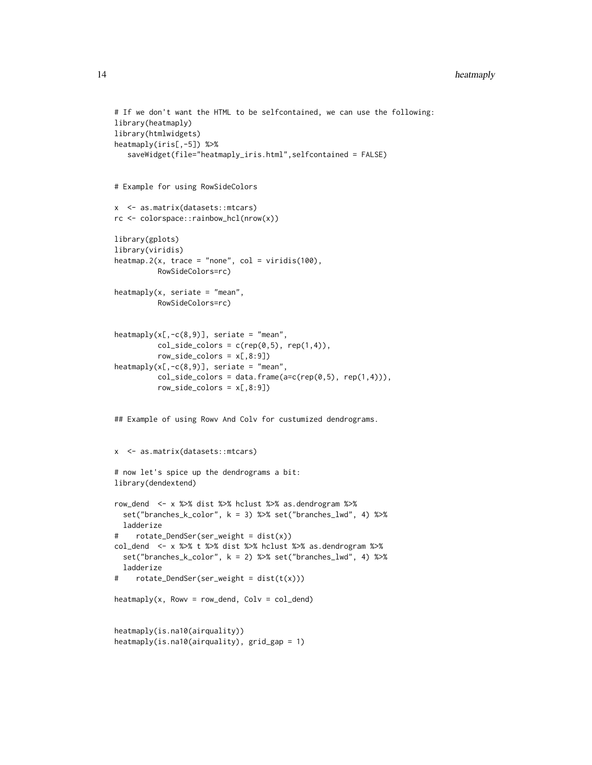```
# If we don't want the HTML to be selfcontained, we can use the following:
library(heatmaply)
library(htmlwidgets)
heatmaply(iris[,-5]) %>%
   saveWidget(file="heatmaply_iris.html",selfcontained = FALSE)


# Example for using RowSideColors

x  <- as.matrix(datasets::mtcars)
rc <- colorspace::rainbow_hcl(nrow(x))

library(gplots)
library(viridis)
heatmap.2(x, trace = "none", col = viridis(100),
          RowSideColors=rc)

heatmaply(x, seriate = "mean",
          RowSideColors=rc)


heatmaply(x[,-c(8,9)], seriate = "mean",
          col_side_colors = c(rep(0,5), rep(1,4)),
          row_side_colors = x[,8:9])
heatmaply(x[,-c(8,9)], seriate = "mean",
          col_side_colors = data.frame(a=c(rep(0,5), rep(1,4))),
          row_side_colors = x[,8:9])


## Example of using Rowv And Colv for custumized dendrograms.


x  <- as.matrix(datasets::mtcars)

# now let's spice up the dendrograms a bit:
library(dendextend)

row_dend  <- x %>% dist %>% hclust %>% as.dendrogram %>%
  set("branches_k_color", k = 3) %>% set("branches_lwd", 4) %>%
  ladderize
#    rotate_DendSer(ser_weight = dist(x))
col_dend  <- x %>% t %>% dist %>% hclust %>% as.dendrogram %>%
  set("branches_k_color", k = 2) %>% set("branches_lwd", 4) %>%
  ladderize
#    rotate_DendSer(ser_weight = dist(t(x)))

heatmaply(x, Rowv = row_dend, Colv = col_dend)


heatmaply(is.na10(airquality))
heatmaply(is.na10(airquality), grid_gap = 1)
```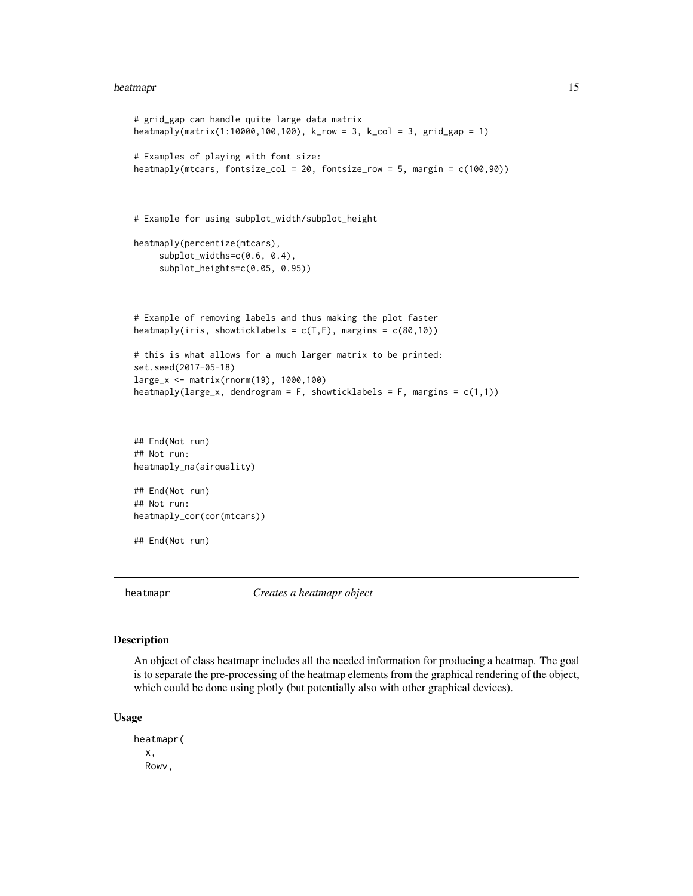```
# grid_gap can handle quite large data matrix
heatmaply(matrix(1:10000,100,100), k_row = 3, k_col = 3, grid_gap = 1)

# Examples of playing with font size:
heatmaply(mtcars, fontsize_col = 20, fontsize_row = 5, margin = c(100,90))



# Example for using subplot_width/subplot_height

heatmaply(percentize(mtcars),
     subplot_widths=c(0.6, 0.4),
     subplot_heights=c(0.05, 0.95))



# Example of removing labels and thus making the plot faster
heatmaply(iris, showticklabels = c(T,F), margins = c(80,10))

# this is what allows for a much larger matrix to be printed:
set.seed(2017-05-18)
large_x <- matrix(rnorm(19), 1000,100)
heatmaply(large_x, dendrogram = F, showticklabels = F, margins = c(1,1))



## End(Not run)
## Not run:
heatmaply_na(airquality)

## End(Not run)
## Not run:
heatmaply_cor(cor(mtcars))

## End(Not run)
```

## heatmapr *Creates a heatmapr object*

### Description

An object of class heatmapr includes all the needed information for producing a heatmap. The goal is to separate the pre-processing of the heatmap elements from the graphical rendering of the object, which could be done using plotly (but potentially also with other graphical devices).

### Usage

```
heatmapr(
  x,
  Rowv,
```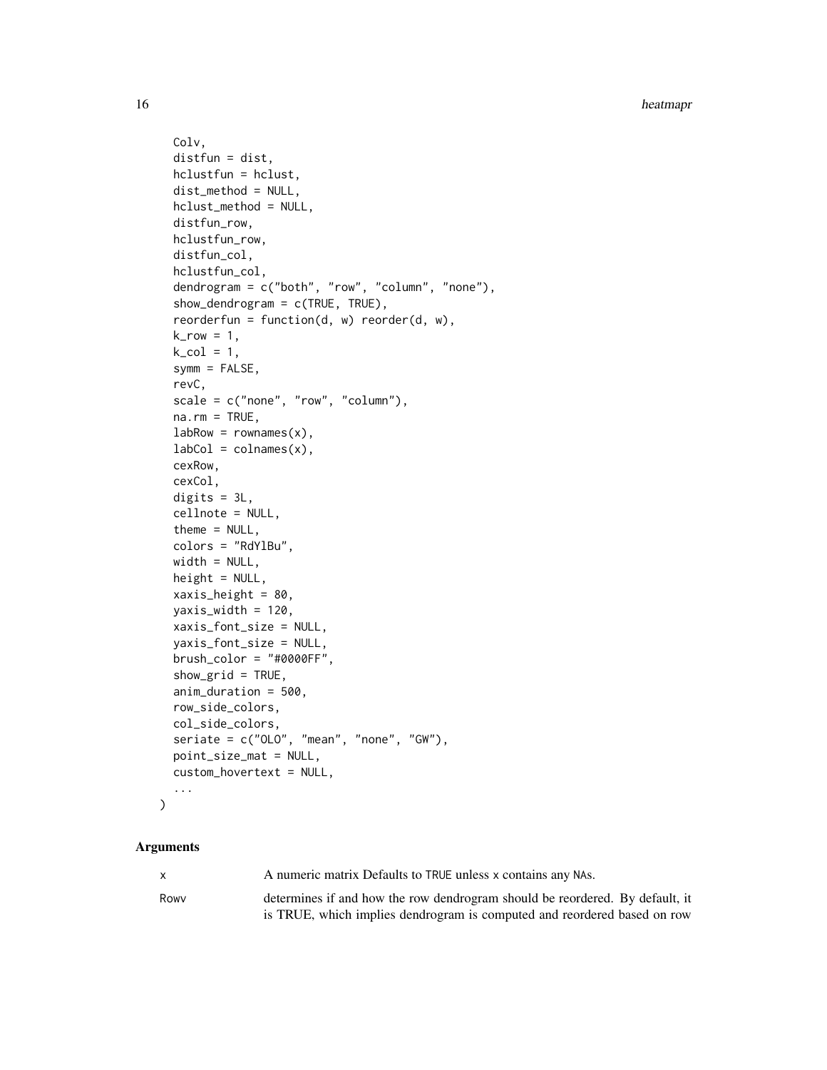```
  Colv,
  distfun = dist,
  hclustfun = hclust,
  dist_method = NULL,
  hclust_method = NULL,
  distfun_row,
  hclustfun_row,
  distfun_col,
  hclustfun_col,
  dendrogram = c("both", "row", "column", "none"),
  show_dendrogram = c(TRUE, TRUE),
  reorderfun = function(d, w) reorder(d, w),
  k_row = 1,
  k_col = 1,
  symm = FALSE,
  revC,
  scale = c("none", "row", "column"),
  na.rm = TRUE,
  labRow = rownames(x),
  labCol = colnames(x),
  cexRow,
  cexCol,
  digits = 3L,
  cellnote = NULL,
  theme = NULL,
  colors = "RdYlBu",
  width = NULL,
  height = NULL,
  xaxis_height = 80,
  yaxis_width = 120,
  xaxis_font_size = NULL,
  yaxis_font_size = NULL,
  brush_color = "#0000FF",
  show_grid = TRUE,
  anim_duration = 500,
  row_side_colors,
  col_side_colors,
  seriate = c("OLO", "mean", "none", "GW"),
  point_size_mat = NULL,
  custom_hovertext = NULL,
  ...
)
```

## Arguments

| | |
|---|---|
| x | A numeric matrix Defaults to TRUE unless x contains any NAs. |
| Rowv | determines if and how the row dendrogram should be reordered. By default, it is TRUE, which implies dendrogram is computed and reordered based on row |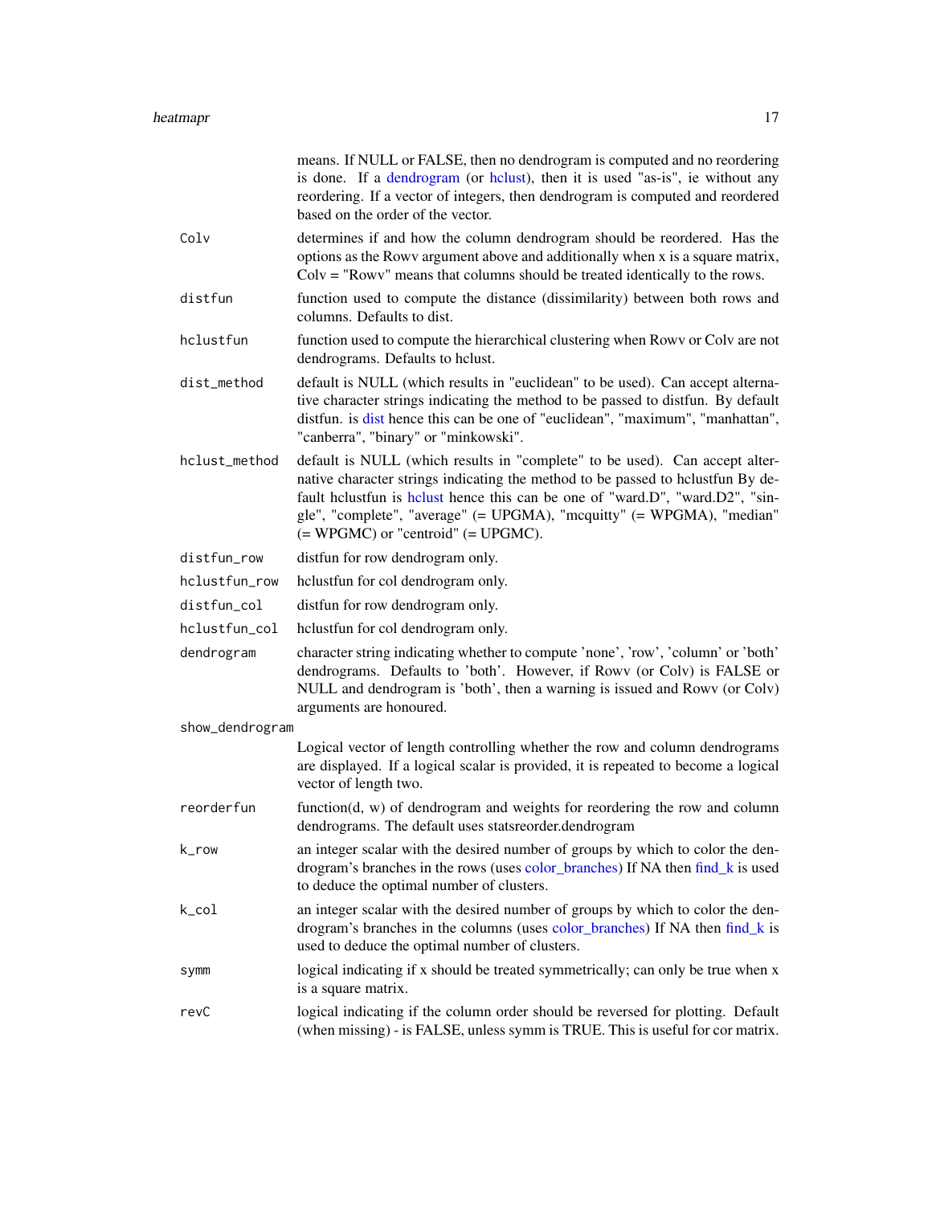means. If NULL or FALSE, then no dendrogram is computed and no reordering is done. If a dendrogram (or hclust), then it is used "as-is", ie without any reordering. If a vector of integers, then dendrogram is computed and reordered based on the order of the vector.

| | |
|---|---|
| `Colv` | determines if and how the column dendrogram should be reordered. Has the options as the Rowv argument above and additionally when x is a square matrix, Colv = "Rowv" means that columns should be treated identically to the rows. |
| `distfun` | function used to compute the distance (dissimilarity) between both rows and columns. Defaults to dist. |
| `hclustfun` | function used to compute the hierarchical clustering when Rowv or Colv are not dendrograms. Defaults to hclust. |
| `dist_method` | default is NULL (which results in "euclidean" to be used). Can accept alternative character strings indicating the method to be passed to distfun. By default distfun. is dist hence this can be one of "euclidean", "maximum", "manhattan", "canberra", "binary" or "minkowski". |
| `hclust_method` | default is NULL (which results in "complete" to be used). Can accept alternative character strings indicating the method to be passed to hclustfun By default hclustfun is hclust hence this can be one of "ward.D", "ward.D2", "single", "complete", "average" (= UPGMA), "mcquitty" (= WPGMA), "median" (= WPGMC) or "centroid" (= UPGMC). |
| `distfun_row` | distfun for row dendrogram only. |
| `hclustfun_row` | hclustfun for col dendrogram only. |
| `distfun_col` | distfun for row dendrogram only. |
| `hclustfun_col` | hclustfun for col dendrogram only. |
| `dendrogram` | character string indicating whether to compute 'none', 'row', 'column' or 'both' dendrograms. Defaults to 'both'. However, if Rowv (or Colv) is FALSE or NULL and dendrogram is 'both', then a warning is issued and Rowv (or Colv) arguments are honoured. |
| `show_dendrogram` | Logical vector of length controlling whether the row and column dendrograms are displayed. If a logical scalar is provided, it is repeated to become a logical vector of length two. |
| `reorderfun` | function(d, w) of dendrogram and weights for reordering the row and column dendrograms. The default uses statsreorder.dendrogram |
| `k_row` | an integer scalar with the desired number of groups by which to color the dendrogram's branches in the rows (uses color_branches) If NA then find_k is used to deduce the optimal number of clusters. |
| `k_col` | an integer scalar with the desired number of groups by which to color the dendrogram's branches in the columns (uses color_branches) If NA then find_k is used to deduce the optimal number of clusters. |
| `symm` | logical indicating if x should be treated symmetrically; can only be true when x is a square matrix. |
| `revC` | logical indicating if the column order should be reversed for plotting. Default (when missing) - is FALSE, unless symm is TRUE. This is useful for cor matrix. |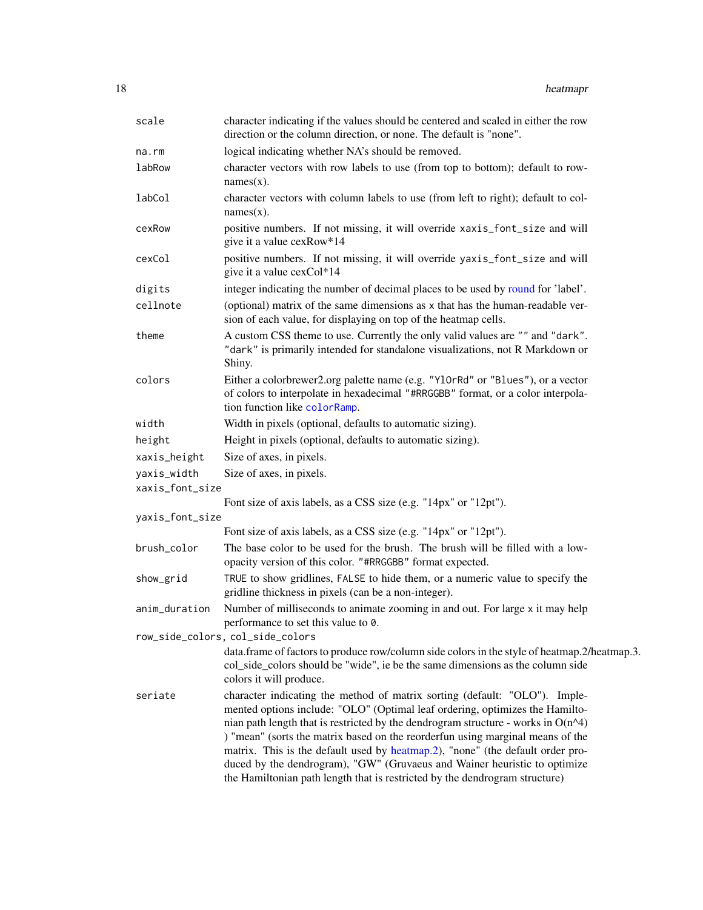| | |
|---|---|
| `scale` | character indicating if the values should be centered and scaled in either the row direction or the column direction, or none. The default is "none". |
| `na.rm` | logical indicating whether NA's should be removed. |
| `labRow` | character vectors with row labels to use (from top to bottom); default to rownames(x). |
| `labCol` | character vectors with column labels to use (from left to right); default to colnames(x). |
| `cexRow` | positive numbers. If not missing, it will override `xaxis_font_size` and will give it a value cexRow*14 |
| `cexCol` | positive numbers. If not missing, it will override `yaxis_font_size` and will give it a value cexCol*14 |
| `digits` | integer indicating the number of decimal places to be used by round for 'label'. |
| `cellnote` | (optional) matrix of the same dimensions as `x` that has the human-readable version of each value, for displaying on top of the heatmap cells. |
| `theme` | A custom CSS theme to use. Currently the only valid values are `""` and `"dark"`. `"dark"` is primarily intended for standalone visualizations, not R Markdown or Shiny. |
| `colors` | Either a colorbrewer2.org palette name (e.g. `"YlOrRd"` or `"Blues"`), or a vector of colors to interpolate in hexadecimal `"#RRGGBB"` format, or a color interpolation function like `colorRamp`. |
| `width` | Width in pixels (optional, defaults to automatic sizing). |
| `height` | Height in pixels (optional, defaults to automatic sizing). |
| `xaxis_height` | Size of axes, in pixels. |
| `yaxis_width` | Size of axes, in pixels. |
| `xaxis_font_size` | Font size of axis labels, as a CSS size (e.g. "14px" or "12pt"). |
| `yaxis_font_size` | Font size of axis labels, as a CSS size (e.g. "14px" or "12pt"). |
| `brush_color` | The base color to be used for the brush. The brush will be filled with a low-opacity version of this color. `"#RRGGBB"` format expected. |
| `show_grid` | `TRUE` to show gridlines, `FALSE` to hide them, or a numeric value to specify the gridline thickness in pixels (can be a non-integer). |
| `anim_duration` | Number of milliseconds to animate zooming in and out. For large `x` it may help performance to set this value to `0`. |
| `row_side_colors, col_side_colors` | data.frame of factors to produce row/column side colors in the style of heatmap.2/heatmap.3. col_side_colors should be "wide", ie be the same dimensions as the column side colors it will produce. |
| `seriate` | character indicating the method of matrix sorting (default: "OLO"). Implemented options include: "OLO" (Optimal leaf ordering, optimizes the Hamiltonian path length that is restricted by the dendrogram structure - works in O(n^4) ) "mean" (sorts the matrix based on the reorderfun using marginal means of the matrix. This is the default used by heatmap.2), "none" (the default order produced by the dendrogram), "GW" (Gruvaeus and Wainer heuristic to optimize the Hamiltonian path length that is restricted by the dendrogram structure) |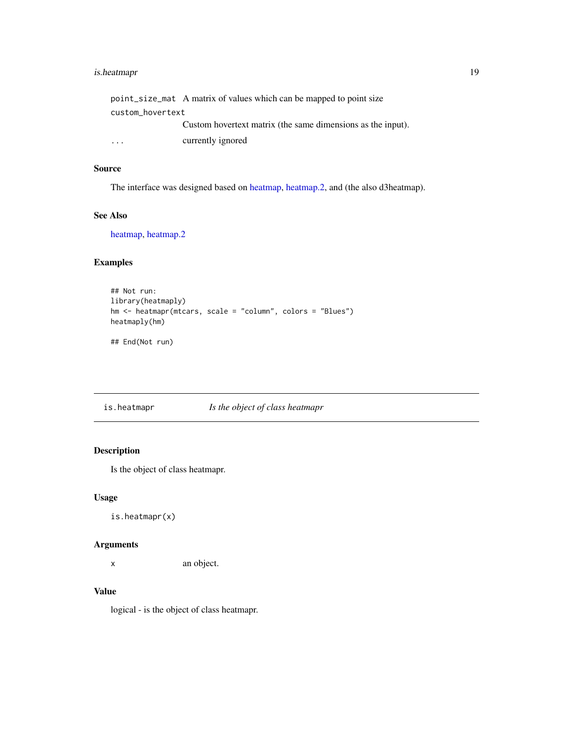| | |
|---|---|
| point_size_mat | A matrix of values which can be mapped to point size |
| custom_hovertext | Custom hovertext matrix (the same dimensions as the input). |
| ... | currently ignored |

### Source

The interface was designed based on heatmap, heatmap.2, and (the also d3heatmap).

### See Also

heatmap, heatmap.2

### Examples

```
## Not run:
library(heatmaply)
hm <- heatmapr(mtcars, scale = "column", colors = "Blues")
heatmaply(hm)

## End(Not run)
```

---

## is.heatmapr — *Is the object of class heatmapr*

### Description

Is the object of class heatmapr.

### Usage

```
is.heatmapr(x)
```

### Arguments

| | |
|---|---|
| x | an object. |

### Value

logical - is the object of class heatmapr.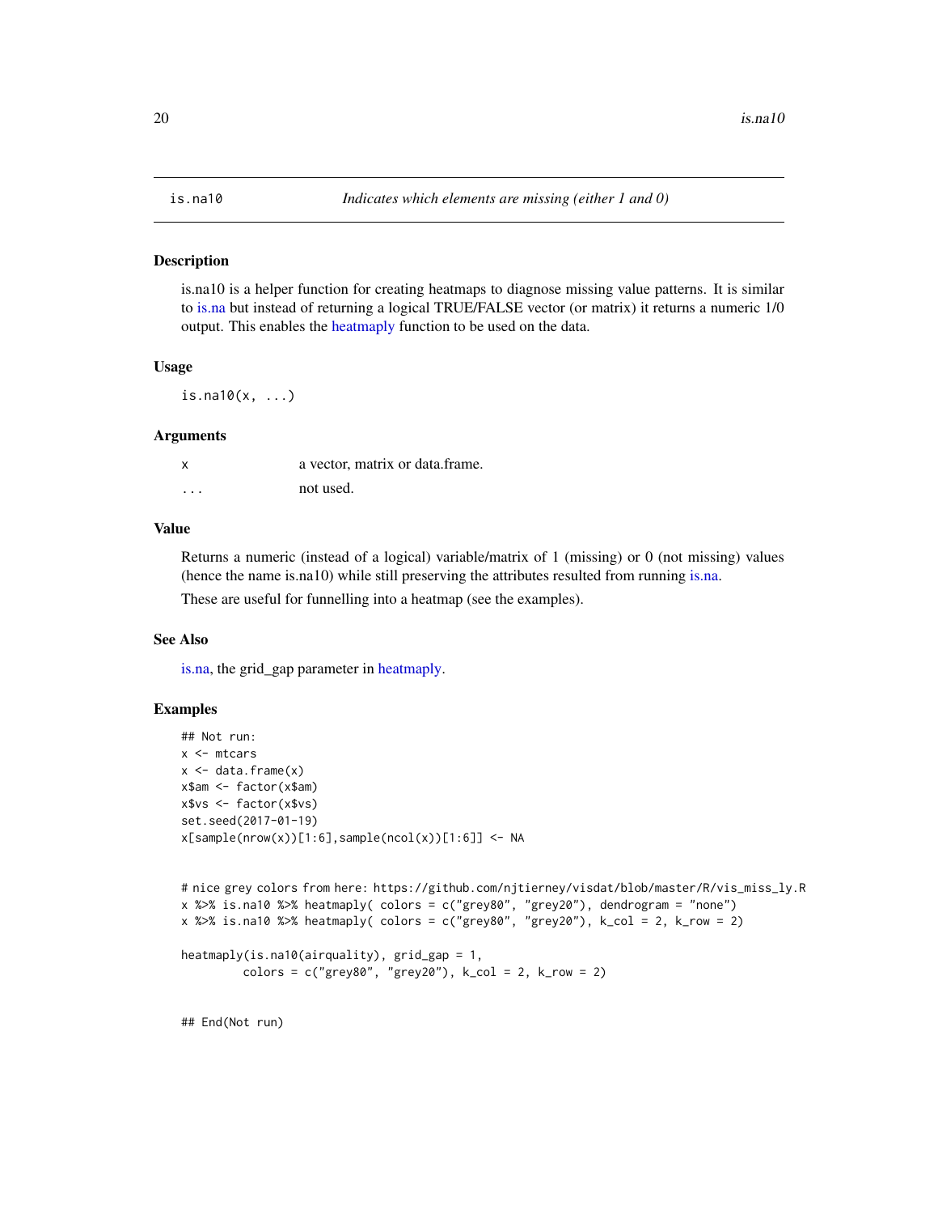# is.na10 — *Indicates which elements are missing (either 1 and 0)*

## Description

is.na10 is a helper function for creating heatmaps to diagnose missing value patterns. It is similar to is.na but instead of returning a logical TRUE/FALSE vector (or matrix) it returns a numeric 1/0 output. This enables the heatmaply function to be used on the data.

## Usage

```
is.na10(x, ...)
```

## Arguments

| | |
|---|---|
| x | a vector, matrix or data.frame. |
| ... | not used. |

## Value

Returns a numeric (instead of a logical) variable/matrix of 1 (missing) or 0 (not missing) values (hence the name is.na10) while still preserving the attributes resulted from running is.na.

These are useful for funnelling into a heatmap (see the examples).

## See Also

is.na, the grid_gap parameter in heatmaply.

## Examples

```
## Not run:
x <- mtcars
x <- data.frame(x)
x$am <- factor(x$am)
x$vs <- factor(x$vs)
set.seed(2017-01-19)
x[sample(nrow(x))[1:6],sample(ncol(x))[1:6]] <- NA


# nice grey colors from here: https://github.com/njtierney/visdat/blob/master/R/vis_miss_ly.R
x %>% is.na10 %>% heatmaply( colors = c("grey80", "grey20"), dendrogram = "none")
x %>% is.na10 %>% heatmaply( colors = c("grey80", "grey20"), k_col = 2, k_row = 2)

heatmaply(is.na10(airquality), grid_gap = 1,
         colors = c("grey80", "grey20"), k_col = 2, k_row = 2)


## End(Not run)
```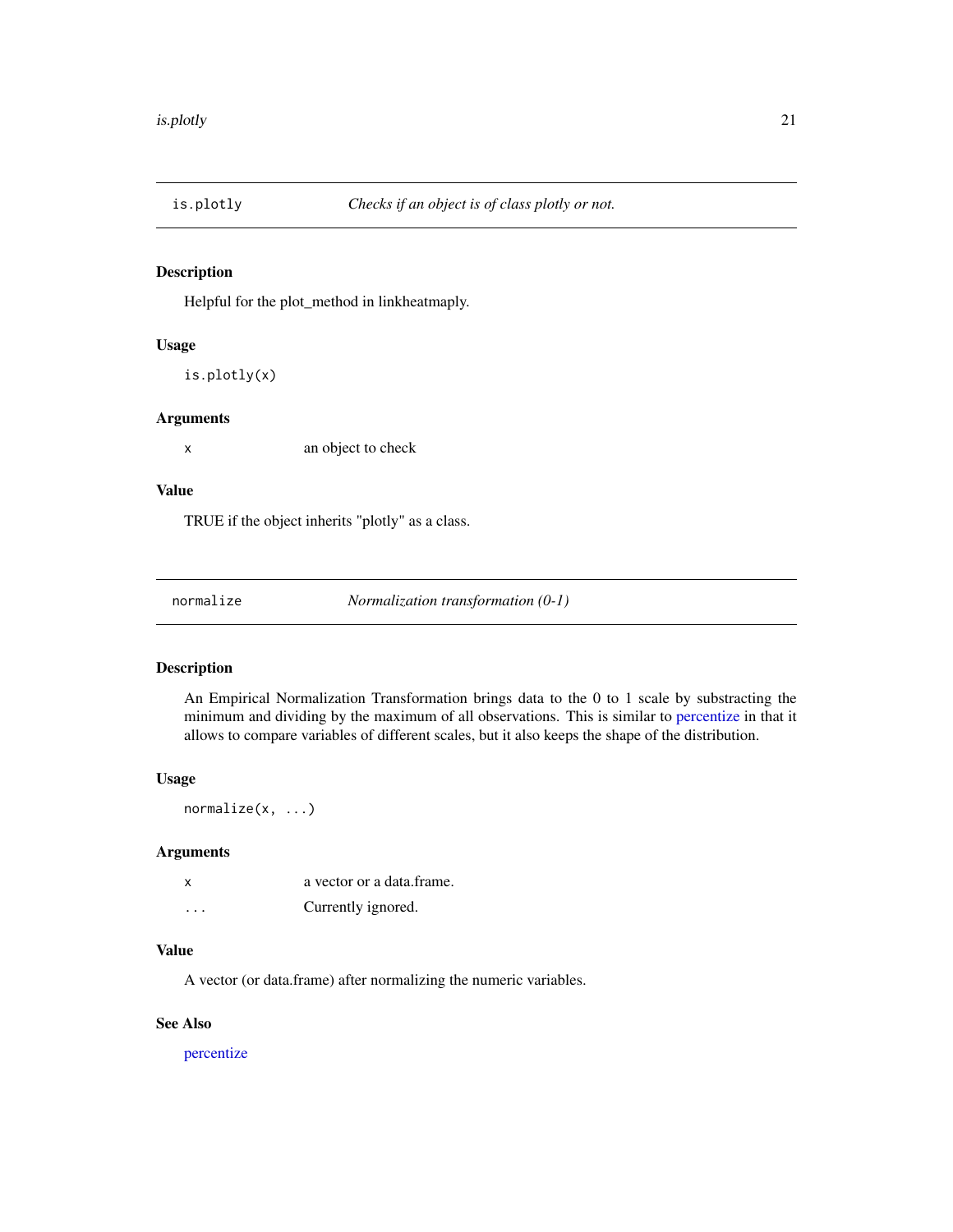## is.plotly — *Checks if an object is of class plotly or not.*

### Description

Helpful for the plot_method in linkheatmaply.

### Usage

```
is.plotly(x)
```

### Arguments

| | |
|---|---|
| x | an object to check |

### Value

TRUE if the object inherits "plotly" as a class.

## normalize — *Normalization transformation (0-1)*

### Description

An Empirical Normalization Transformation brings data to the 0 to 1 scale by substracting the minimum and dividing by the maximum of all observations. This is similar to percentize in that it allows to compare variables of different scales, but it also keeps the shape of the distribution.

### Usage

```
normalize(x, ...)
```

### Arguments

| | |
|---|---|
| x | a vector or a data.frame. |
| ... | Currently ignored. |

### Value

A vector (or data.frame) after normalizing the numeric variables.

### See Also

percentize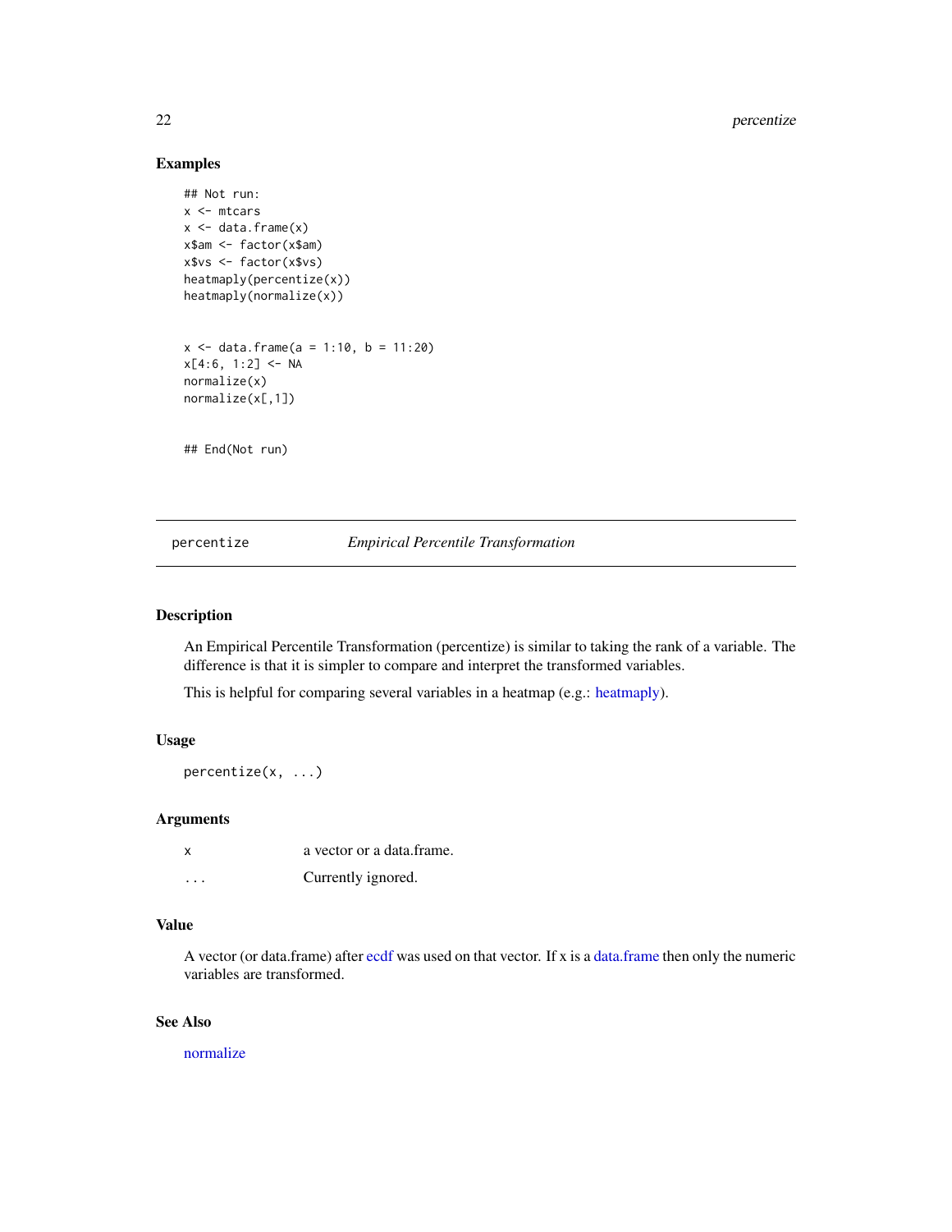### Examples

```
## Not run:
x <- mtcars
x <- data.frame(x)
x$am <- factor(x$am)
x$vs <- factor(x$vs)
heatmaply(percentize(x))
heatmaply(normalize(x))


x <- data.frame(a = 1:10, b = 11:20)
x[4:6, 1:2] <- NA
normalize(x)
normalize(x[,1])


## End(Not run)
```

---

## percentize — *Empirical Percentile Transformation*

---

### Description

An Empirical Percentile Transformation (percentize) is similar to taking the rank of a variable. The difference is that it is simpler to compare and interpret the transformed variables.

This is helpful for comparing several variables in a heatmap (e.g.: heatmaply).

### Usage

```
percentize(x, ...)
```

### Arguments

| | |
|---|---|
| x | a vector or a data.frame. |
| ... | Currently ignored. |

### Value

A vector (or data.frame) after ecdf was used on that vector. If x is a data.frame then only the numeric variables are transformed.

### See Also

normalize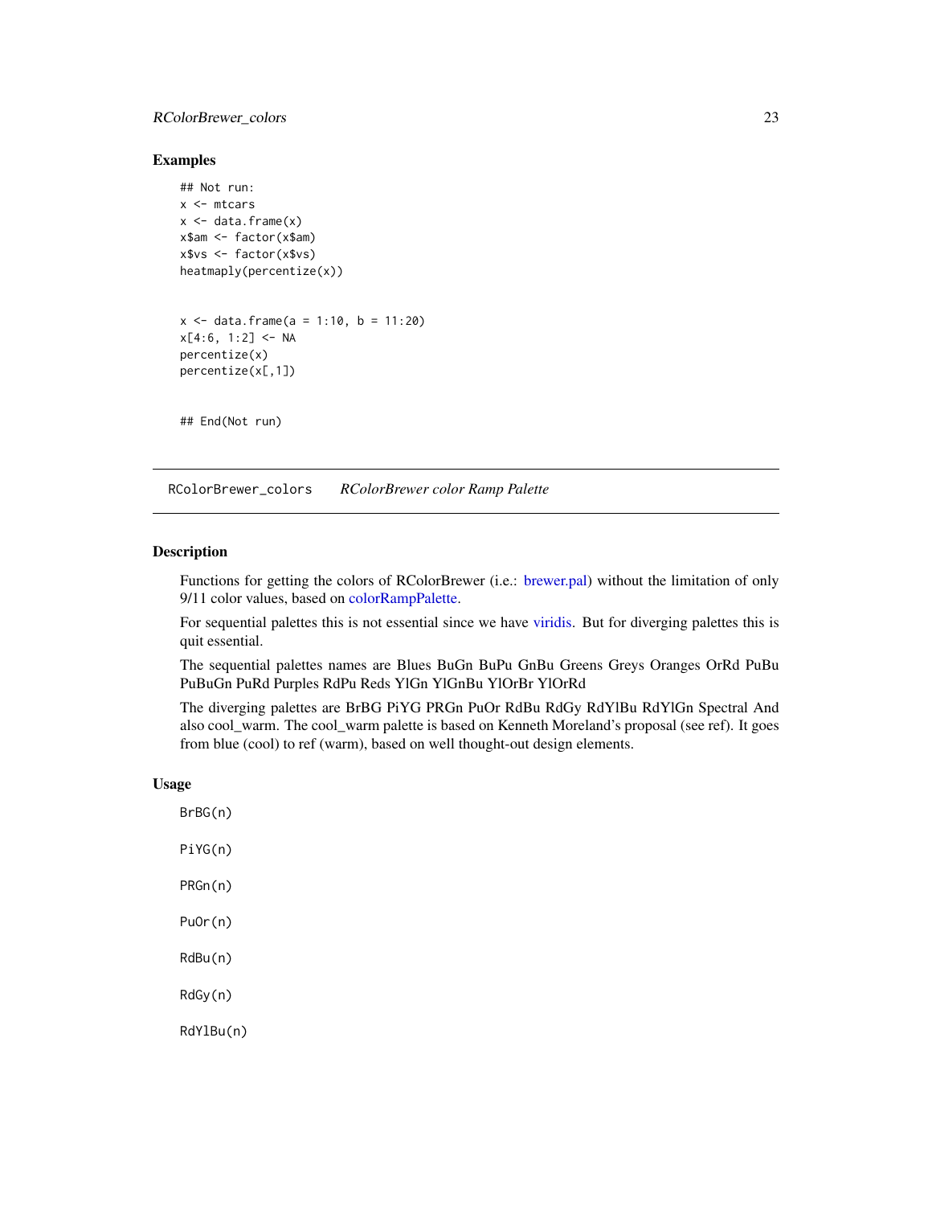## Examples

```
## Not run:
x <- mtcars
x <- data.frame(x)
x$am <- factor(x$am)
x$vs <- factor(x$vs)
heatmaply(percentize(x))


x <- data.frame(a = 1:10, b = 11:20)
x[4:6, 1:2] <- NA
percentize(x)
percentize(x[,1])


## End(Not run)
```

---

# RColorBrewer_colors *RColorBrewer color Ramp Palette*

## Description

Functions for getting the colors of RColorBrewer (i.e.: brewer.pal) without the limitation of only 9/11 color values, based on colorRampPalette.

For sequential palettes this is not essential since we have viridis. But for diverging palettes this is quit essential.

The sequential palettes names are Blues BuGn BuPu GnBu Greens Greys Oranges OrRd PuBu PuBuGn PuRd Purples RdPu Reds YlGn YlGnBu YlOrBr YlOrRd

The diverging palettes are BrBG PiYG PRGn PuOr RdBu RdGy RdYlBu RdYlGn Spectral And also cool_warm. The cool_warm palette is based on Kenneth Moreland's proposal (see ref). It goes from blue (cool) to ref (warm), based on well thought-out design elements.

## Usage

```
BrBG(n)

PiYG(n)

PRGn(n)

PuOr(n)

RdBu(n)

RdGy(n)

RdYlBu(n)
```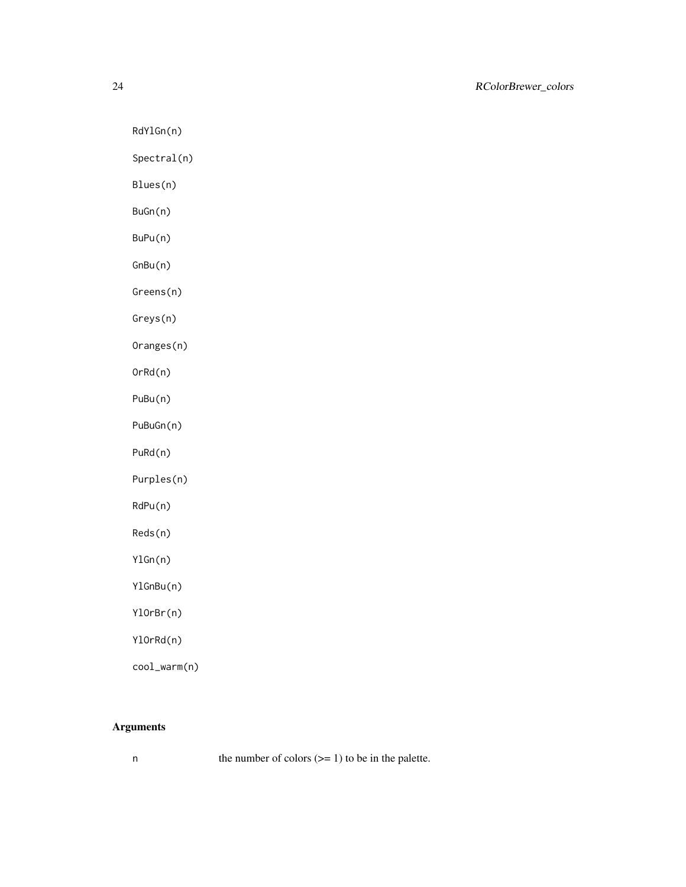```
RdYlGn(n)

Spectral(n)

Blues(n)

BuGn(n)

BuPu(n)

GnBu(n)

Greens(n)

Greys(n)

Oranges(n)

OrRd(n)

PuBu(n)

PuBuGn(n)

PuRd(n)

Purples(n)

RdPu(n)

Reds(n)

YlGn(n)

YlGnBu(n)

YlOrBr(n)

YlOrRd(n)

cool_warm(n)
```

## Arguments

| | |
|---|---|
| n | the number of colors (>= 1) to be in the palette. |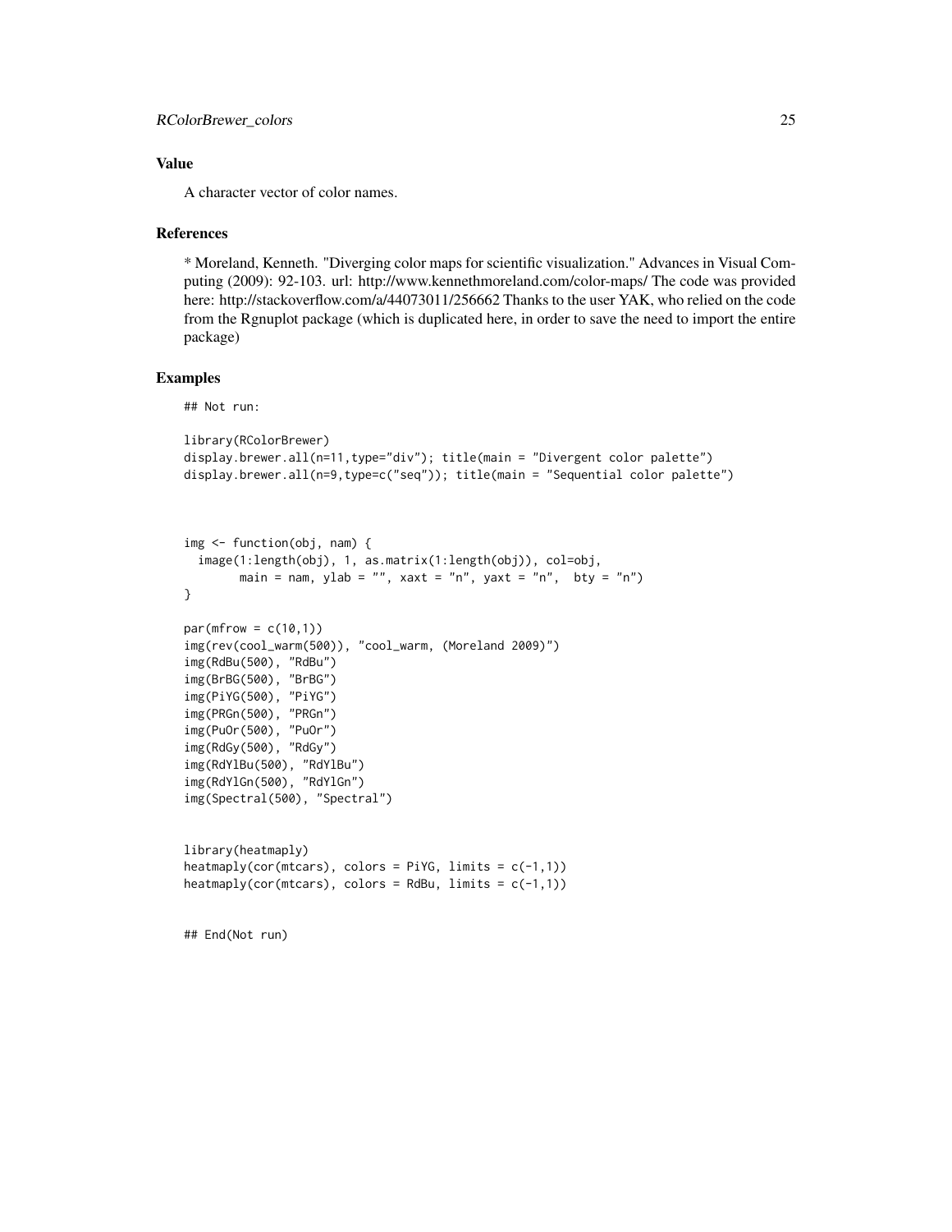### Value

A character vector of color names.

### References

* Moreland, Kenneth. "Diverging color maps for scientific visualization." Advances in Visual Computing (2009): 92-103. url: http://www.kennethmoreland.com/color-maps/ The code was provided here: http://stackoverflow.com/a/44073011/256662 Thanks to the user YAK, who relied on the code from the Rgnuplot package (which is duplicated here, in order to save the need to import the entire package)

### Examples

```
## Not run:

library(RColorBrewer)
display.brewer.all(n=11,type="div"); title(main = "Divergent color palette")
display.brewer.all(n=9,type=c("seq")); title(main = "Sequential color palette")



img <- function(obj, nam) {
  image(1:length(obj), 1, as.matrix(1:length(obj)), col=obj,
        main = nam, ylab = "", xaxt = "n", yaxt = "n",  bty = "n")
}

par(mfrow = c(10,1))
img(rev(cool_warm(500)), "cool_warm, (Moreland 2009)")
img(RdBu(500), "RdBu")
img(BrBG(500), "BrBG")
img(PiYG(500), "PiYG")
img(PRGn(500), "PRGn")
img(PuOr(500), "PuOr")
img(RdGy(500), "RdGy")
img(RdYlBu(500), "RdYlBu")
img(RdYlGn(500), "RdYlGn")
img(Spectral(500), "Spectral")


library(heatmaply)
heatmaply(cor(mtcars), colors = PiYG, limits = c(-1,1))
heatmaply(cor(mtcars), colors = RdBu, limits = c(-1,1))


## End(Not run)
```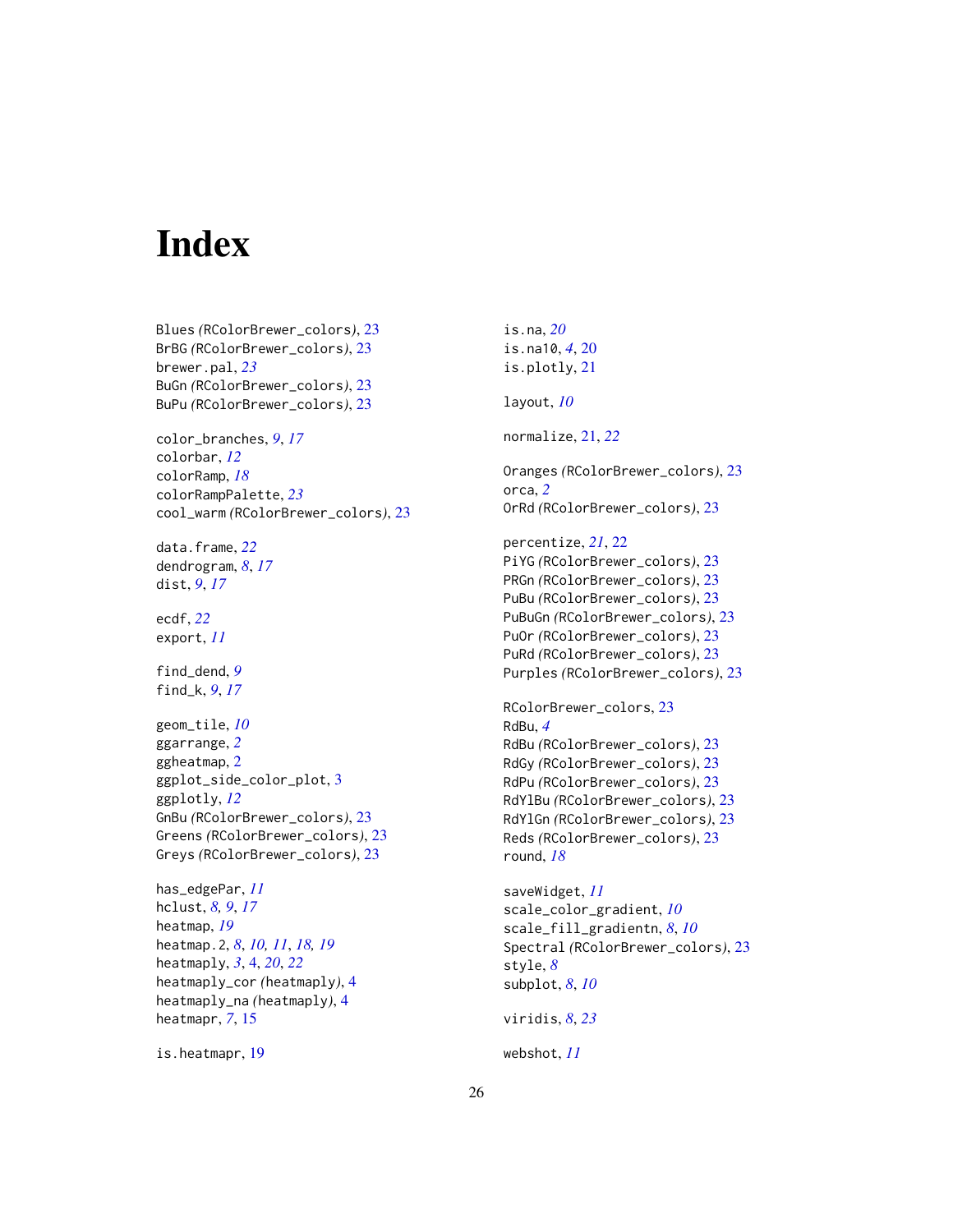# Index

Blues *(RColorBrewer_colors)*, 23
BrBG *(RColorBrewer_colors)*, 23
brewer.pal, *23*
BuGn *(RColorBrewer_colors)*, 23
BuPu *(RColorBrewer_colors)*, 23

color_branches, *9*, *17*
colorbar, *12*
colorRamp, *18*
colorRampPalette, *23*
cool_warm *(RColorBrewer_colors)*, 23

data.frame, *22*
dendrogram, *8*, *17*
dist, *9*, *17*

ecdf, *22*
export, *11*

find_dend, *9*
find_k, *9*, *17*

geom_tile, *10*
ggarrange, *2*
ggheatmap, 2
ggplot_side_color_plot, 3
ggplotly, *12*
GnBu *(RColorBrewer_colors)*, 23
Greens *(RColorBrewer_colors)*, 23
Greys *(RColorBrewer_colors)*, 23

has_edgePar, *11*
hclust, *8, 9*, *17*
heatmap, *19*
heatmap.2, *8*, *10, 11*, *18, 19*
heatmaply, *3*, 4, *20*, *22*
heatmaply_cor *(heatmaply)*, 4
heatmaply_na *(heatmaply)*, 4
heatmapr, *7*, 15

is.heatmapr, 19

is.na, *20*
is.na10, *4*, 20
is.plotly, 21

layout, *10*

normalize, 21, *22*

Oranges *(RColorBrewer_colors)*, 23
orca, *2*
OrRd *(RColorBrewer_colors)*, 23

percentize, *21*, 22
PiYG *(RColorBrewer_colors)*, 23
PRGn *(RColorBrewer_colors)*, 23
PuBu *(RColorBrewer_colors)*, 23
PuBuGn *(RColorBrewer_colors)*, 23
PuOr *(RColorBrewer_colors)*, 23
PuRd *(RColorBrewer_colors)*, 23
Purples *(RColorBrewer_colors)*, 23

RColorBrewer_colors, 23
RdBu, *4*
RdBu *(RColorBrewer_colors)*, 23
RdGy *(RColorBrewer_colors)*, 23
RdPu *(RColorBrewer_colors)*, 23
RdYlBu *(RColorBrewer_colors)*, 23
RdYlGn *(RColorBrewer_colors)*, 23
Reds *(RColorBrewer_colors)*, 23
round, *18*

saveWidget, *11*
scale_color_gradient, *10*
scale_fill_gradientn, *8*, *10*
Spectral *(RColorBrewer_colors)*, 23
style, *8*
subplot, *8*, *10*

viridis, *8*, *23*

webshot, *11*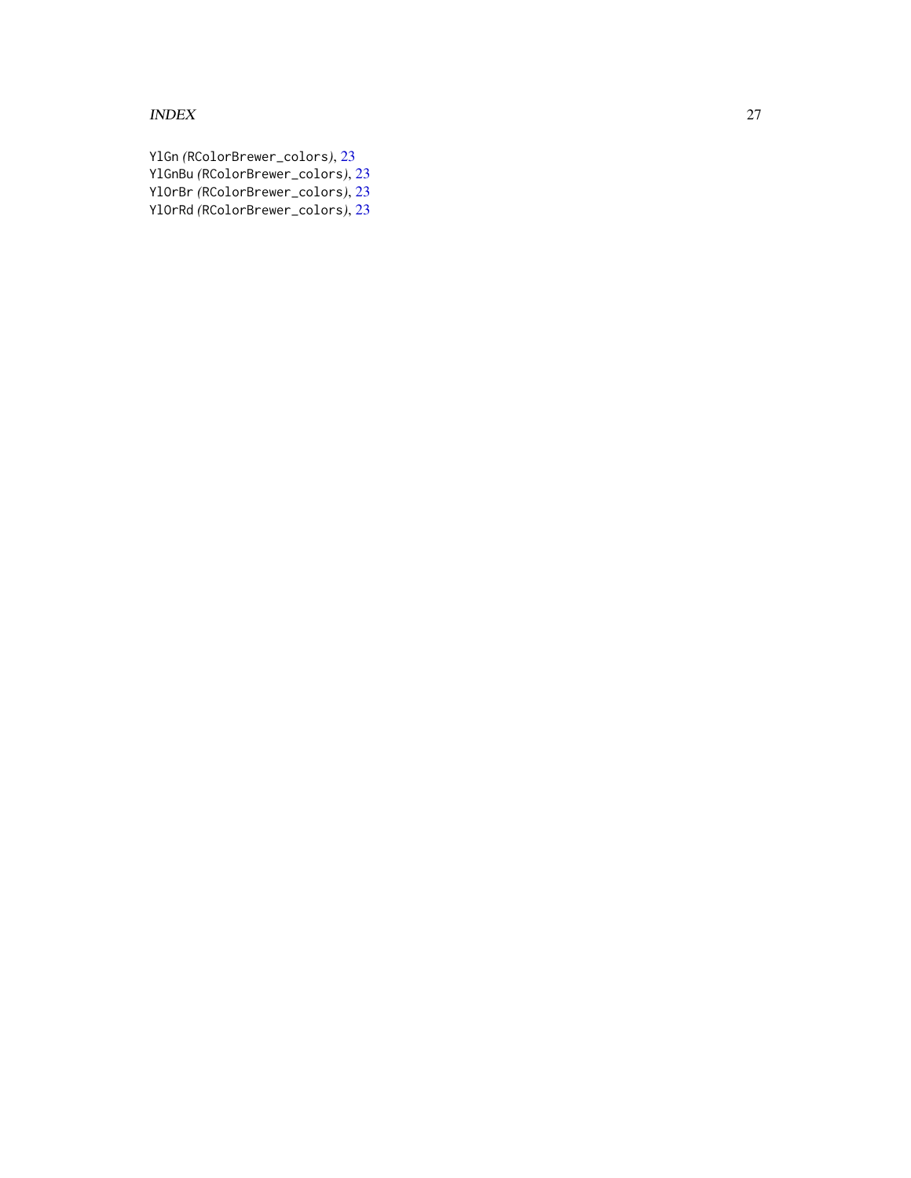YlGn *(*RColorBrewer_colors*)*, 23
YlGnBu *(*RColorBrewer_colors*)*, 23
YlOrBr *(*RColorBrewer_colors*)*, 23
YlOrRd *(*RColorBrewer_colors*)*, 23